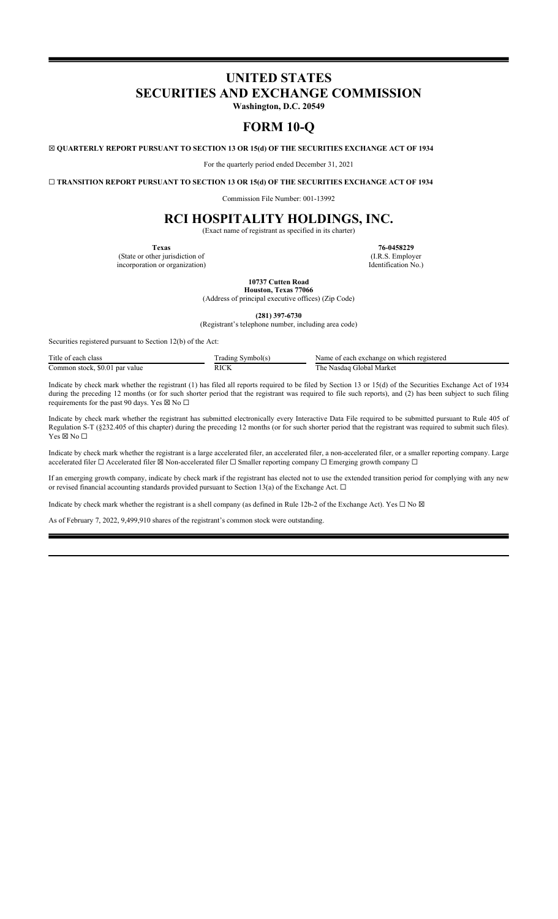# UNITED STATES
# SECURITIES AND EXCHANGE COMMISSION

**Washington, D.C. 20549**

# FORM 10-Q

☒ **QUARTERLY REPORT PURSUANT TO SECTION 13 OR 15(d) OF THE SECURITIES EXCHANGE ACT OF 1934**

For the quarterly period ended December 31, 2021

☐ **TRANSITION REPORT PURSUANT TO SECTION 13 OR 15(d) OF THE SECURITIES EXCHANGE ACT OF 1934**

Commission File Number: 001-13992

# RCI HOSPITALITY HOLDINGS, INC.

(Exact name of registrant as specified in its charter)

| **Texas** | **76-0458229** |
|---|---|
| (State or other jurisdiction of incorporation or organization) | (I.R.S. Employer Identification No.) |

**10737 Cutten Road**
**Houston, Texas 77066**
(Address of principal executive offices) (Zip Code)

**(281) 397-6730**
(Registrant's telephone number, including area code)

Securities registered pursuant to Section 12(b) of the Act:

| Title of each class | Trading Symbol(s) | Name of each exchange on which registered |
|---|---|---|
| Common stock, $0.01 par value | RICK | The Nasdaq Global Market |

Indicate by check mark whether the registrant (1) has filed all reports required to be filed by Section 13 or 15(d) of the Securities Exchange Act of 1934 during the preceding 12 months (or for such shorter period that the registrant was required to file such reports), and (2) has been subject to such filing requirements for the past 90 days. Yes ☒ No ☐

Indicate by check mark whether the registrant has submitted electronically every Interactive Data File required to be submitted pursuant to Rule 405 of Regulation S-T (§232.405 of this chapter) during the preceding 12 months (or for such shorter period that the registrant was required to submit such files). Yes ☒ No ☐

Indicate by check mark whether the registrant is a large accelerated filer, an accelerated filer, a non-accelerated filer, or a smaller reporting company. Large accelerated filer ☐ Accelerated filer ☒ Non-accelerated filer ☐ Smaller reporting company ☐ Emerging growth company ☐

If an emerging growth company, indicate by check mark if the registrant has elected not to use the extended transition period for complying with any new or revised financial accounting standards provided pursuant to Section 13(a) of the Exchange Act. ☐

Indicate by check mark whether the registrant is a shell company (as defined in Rule 12b-2 of the Exchange Act). Yes ☐ No ☒

As of February 7, 2022, 9,499,910 shares of the registrant's common stock were outstanding.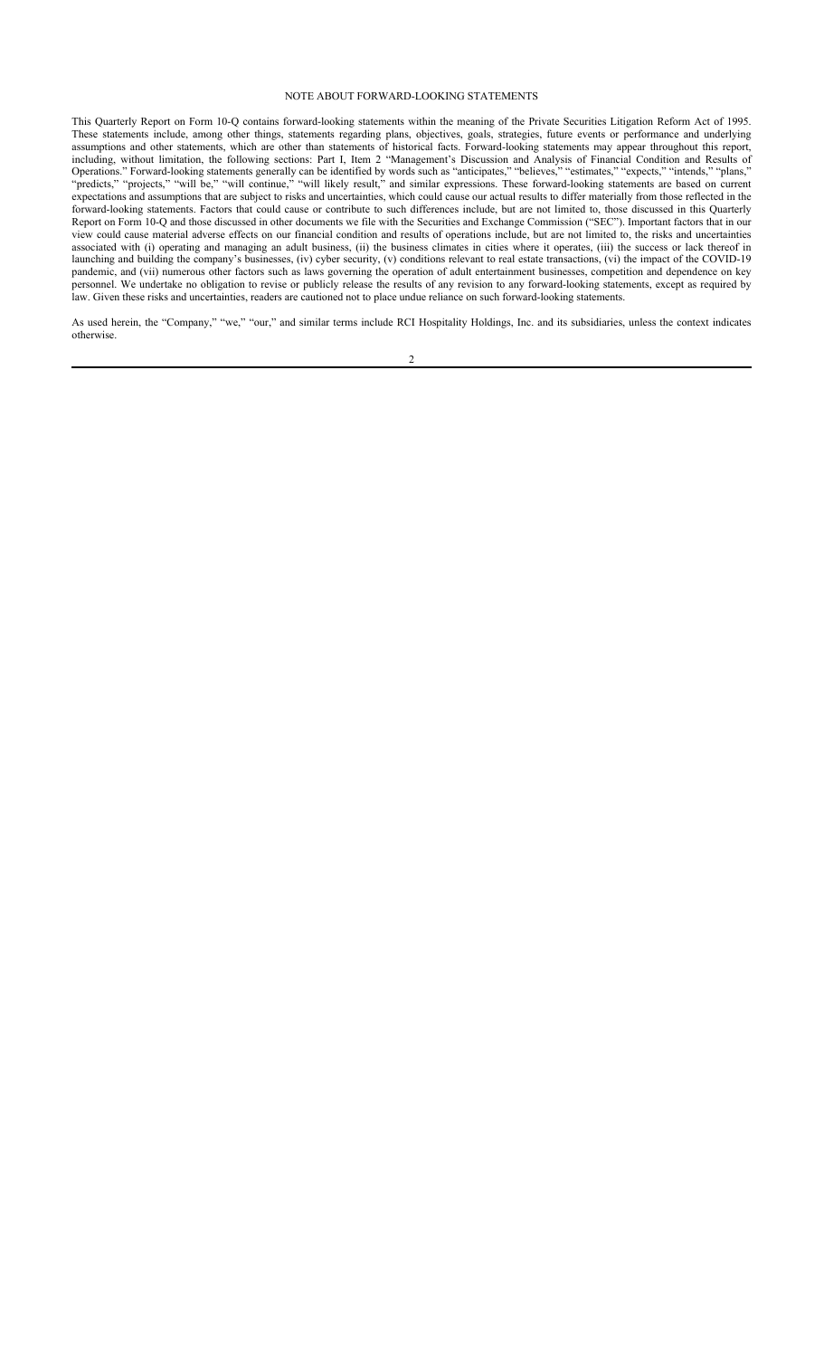## NOTE ABOUT FORWARD-LOOKING STATEMENTS

This Quarterly Report on Form 10-Q contains forward-looking statements within the meaning of the Private Securities Litigation Reform Act of 1995. These statements include, among other things, statements regarding plans, objectives, goals, strategies, future events or performance and underlying assumptions and other statements, which are other than statements of historical facts. Forward-looking statements may appear throughout this report, including, without limitation, the following sections: Part I, Item 2 "Management's Discussion and Analysis of Financial Condition and Results of Operations." Forward-looking statements generally can be identified by words such as "anticipates," "believes," "estimates," "expects," "intends," "plans," "predicts," "projects," "will be," "will continue," "will likely result," and similar expressions. These forward-looking statements are based on current expectations and assumptions that are subject to risks and uncertainties, which could cause our actual results to differ materially from those reflected in the forward-looking statements. Factors that could cause or contribute to such differences include, but are not limited to, those discussed in this Quarterly Report on Form 10-Q and those discussed in other documents we file with the Securities and Exchange Commission ("SEC"). Important factors that in our view could cause material adverse effects on our financial condition and results of operations include, but are not limited to, the risks and uncertainties associated with (i) operating and managing an adult business, (ii) the business climates in cities where it operates, (iii) the success or lack thereof in launching and building the company's businesses, (iv) cyber security, (v) conditions relevant to real estate transactions, (vi) the impact of the COVID-19 pandemic, and (vii) numerous other factors such as laws governing the operation of adult entertainment businesses, competition and dependence on key personnel. We undertake no obligation to revise or publicly release the results of any revision to any forward-looking statements, except as required by law. Given these risks and uncertainties, readers are cautioned not to place undue reliance on such forward-looking statements.

As used herein, the "Company," "we," "our," and similar terms include RCI Hospitality Holdings, Inc. and its subsidiaries, unless the context indicates otherwise.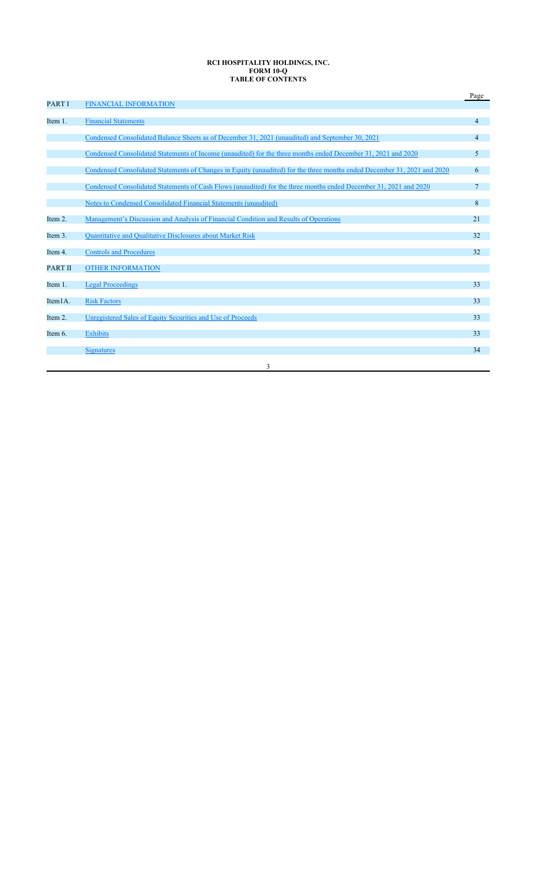**RCI HOSPITALITY HOLDINGS, INC.**
**FORM 10-Q**
**TABLE OF CONTENTS**

| | | Page |
|---|---|---|
| PART I | FINANCIAL INFORMATION | |
| Item 1. | Financial Statements | 4 |
| | Condensed Consolidated Balance Sheets as of December 31, 2021 (unaudited) and September 30, 2021 | 4 |
| | Condensed Consolidated Statements of Income (unaudited) for the three months ended December 31, 2021 and 2020 | 5 |
| | Condensed Consolidated Statements of Changes in Equity (unaudited) for the three months ended December 31, 2021 and 2020 | 6 |
| | Condensed Consolidated Statements of Cash Flows (unaudited) for the three months ended December 31, 2021 and 2020 | 7 |
| | Notes to Condensed Consolidated Financial Statements (unaudited) | 8 |
| Item 2. | Management's Discussion and Analysis of Financial Condition and Results of Operations | 21 |
| Item 3. | Quantitative and Qualitative Disclosures about Market Risk | 32 |
| Item 4. | Controls and Procedures | 32 |
| PART II | OTHER INFORMATION | |
| Item 1. | Legal Proceedings | 33 |
| Item1A. | Risk Factors | 33 |
| Item 2. | Unregistered Sales of Equity Securities and Use of Proceeds | 33 |
| Item 6. | Exhibits | 33 |
| | Signatures | 34 |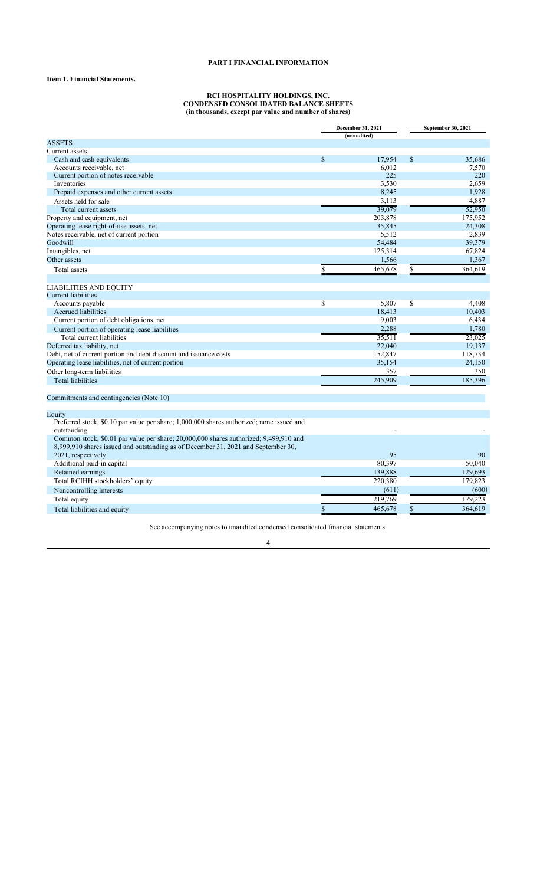# PART I FINANCIAL INFORMATION

## Item 1. Financial Statements.

### RCI HOSPITALITY HOLDINGS, INC.
### CONDENSED CONSOLIDATED BALANCE SHEETS
### (in thousands, except par value and number of shares)

| | December 31, 2021 | September 30, 2021 |
|---|---|---|
| | (unaudited) | |
| ASSETS | | |
| Current assets | | |
| Cash and cash equivalents | $ 17,954 | $ 35,686 |
| Accounts receivable, net | 6,012 | 7,570 |
| Current portion of notes receivable | 225 | 220 |
| Inventories | 3,530 | 2,659 |
| Prepaid expenses and other current assets | 8,245 | 1,928 |
| Assets held for sale | 3,113 | 4,887 |
| Total current assets | 39,079 | 52,950 |
| Property and equipment, net | 203,878 | 175,952 |
| Operating lease right-of-use assets, net | 35,845 | 24,308 |
| Notes receivable, net of current portion | 5,512 | 2,839 |
| Goodwill | 54,484 | 39,379 |
| Intangibles, net | 125,314 | 67,824 |
| Other assets | 1,566 | 1,367 |
| Total assets | $ 465,678 | $ 364,619 |
| | | |
| LIABILITIES AND EQUITY | | |
| Current liabilities | | |
| Accounts payable | $ 5,807 | $ 4,408 |
| Accrued liabilities | 18,413 | 10,403 |
| Current portion of debt obligations, net | 9,003 | 6,434 |
| Current portion of operating lease liabilities | 2,288 | 1,780 |
| Total current liabilities | 35,511 | 23,025 |
| Deferred tax liability, net | 22,040 | 19,137 |
| Debt, net of current portion and debt discount and issuance costs | 152,847 | 118,734 |
| Operating lease liabilities, net of current portion | 35,154 | 24,150 |
| Other long-term liabilities | 357 | 350 |
| Total liabilities | 245,909 | 185,396 |
| | | |
| Commitments and contingencies (Note 10) | | |
| | | |
| Equity | | |
| Preferred stock, $0.10 par value per share; 1,000,000 shares authorized; none issued and outstanding | - | - |
| Common stock, $0.01 par value per share; 20,000,000 shares authorized; 9,499,910 and 8,999,910 shares issued and outstanding as of December 31, 2021 and September 30, 2021, respectively | 95 | 90 |
| Additional paid-in capital | 80,397 | 50,040 |
| Retained earnings | 139,888 | 129,693 |
| Total RCIHH stockholders' equity | 220,380 | 179,823 |
| Noncontrolling interests | (611) | (600) |
| Total equity | 219,769 | 179,223 |
| Total liabilities and equity | $ 465,678 | $ 364,619 |

See accompanying notes to unaudited condensed consolidated financial statements.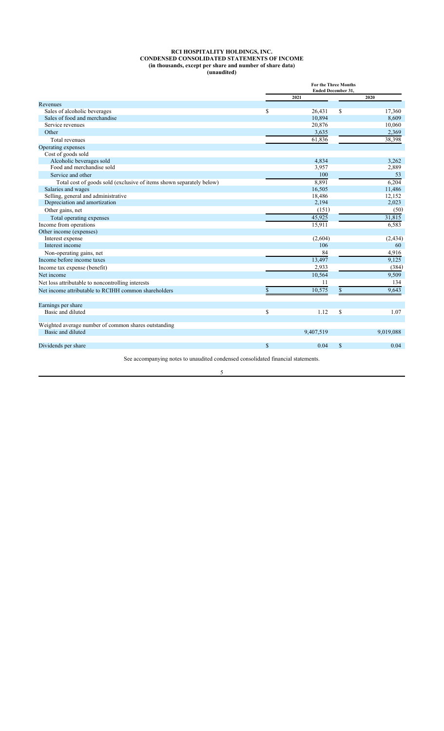**RCI HOSPITALITY HOLDINGS, INC.**
**CONDENSED CONSOLIDATED STATEMENTS OF INCOME**
**(in thousands, except per share and number of share data)**
**(unaudited)**

| | For the Three Months Ended December 31, | |
|---|---|---|
| | 2021 | 2020 |
| Revenues | | |
| Sales of alcoholic beverages | $ 26,431 | $ 17,360 |
| Sales of food and merchandise | 10,894 | 8,609 |
| Service revenues | 20,876 | 10,060 |
| Other | 3,635 | 2,369 |
| Total revenues | 61,836 | 38,398 |
| Operating expenses | | |
| Cost of goods sold | | |
| Alcoholic beverages sold | 4,834 | 3,262 |
| Food and merchandise sold | 3,957 | 2,889 |
| Service and other | 100 | 53 |
| Total cost of goods sold (exclusive of items shown separately below) | 8,891 | 6,204 |
| Salaries and wages | 16,505 | 11,486 |
| Selling, general and administrative | 18,486 | 12,152 |
| Depreciation and amortization | 2,194 | 2,023 |
| Other gains, net | (151) | (50) |
| Total operating expenses | 45,925 | 31,815 |
| Income from operations | 15,911 | 6,583 |
| Other income (expenses) | | |
| Interest expense | (2,604) | (2,434) |
| Interest income | 106 | 60 |
| Non-operating gains, net | 84 | 4,916 |
| Income before income taxes | 13,497 | 9,125 |
| Income tax expense (benefit) | 2,933 | (384) |
| Net income | 10,564 | 9,509 |
| Net loss attributable to noncontrolling interests | 11 | 134 |
| Net income attributable to RCIHH common shareholders | $ 10,575 | $ 9,643 |
| | | |
| Earnings per share | | |
| Basic and diluted | $ 1.12 | $ 1.07 |
| | | |
| Weighted average number of common shares outstanding | | |
| Basic and diluted | 9,407,519 | 9,019,088 |
| | | |
| Dividends per share | $ 0.04 | $ 0.04 |

See accompanying notes to unaudited condensed consolidated financial statements.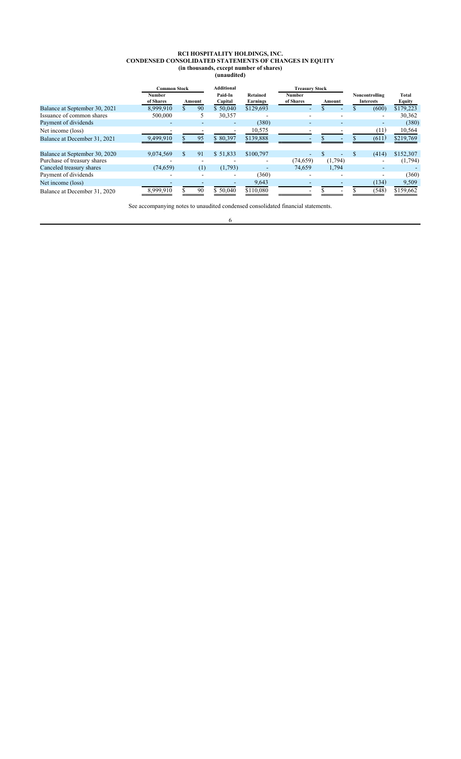# RCI HOSPITALITY HOLDINGS, INC.
## CONDENSED CONSOLIDATED STATEMENTS OF CHANGES IN EQUITY
### (in thousands, except number of shares)
### (unaudited)

| | Common Stock | | Additional | | Treasury Stock | | | |
|---|---|---|---|---|---|---|---|---|
| | Number of Shares | Amount | Paid-In Capital | Retained Earnings | Number of Shares | Amount | Noncontrolling Interests | Total Equity |
| Balance at September 30, 2021 | 8,999,910 | $ 90 | $ 50,040 | $129,693 | - | $ - | $ (600) | $179,223 |
| Issuance of common shares | 500,000 | 5 | 30,357 | - | - | - | - | 30,362 |
| Payment of dividends | - | - | - | (380) | - | - | - | (380) |
| Net income (loss) | - | - | - | 10,575 | - | - | (11) | 10,564 |
| Balance at December 31, 2021 | 9,499,910 | $ 95 | $ 80,397 | $139,888 | - | $ - | $ (611) | $219,769 |
| | | | | | | | | |
| Balance at September 30, 2020 | 9,074,569 | $ 91 | $ 51,833 | $100,797 | - | $ - | $ (414) | $152,307 |
| Purchase of treasury shares | - | - | - | - | (74,659) | (1,794) | - | (1,794) |
| Canceled treasury shares | (74,659) | (1) | (1,793) | - | 74,659 | 1,794 | - | - |
| Payment of dividends | - | - | - | (360) | - | - | - | (360) |
| Net income (loss) | - | - | - | 9,643 | - | - | (134) | 9,509 |
| Balance at December 31, 2020 | 8,999,910 | $ 90 | $ 50,040 | $110,080 | - | $ - | $ (548) | $159,662 |

See accompanying notes to unaudited condensed consolidated financial statements.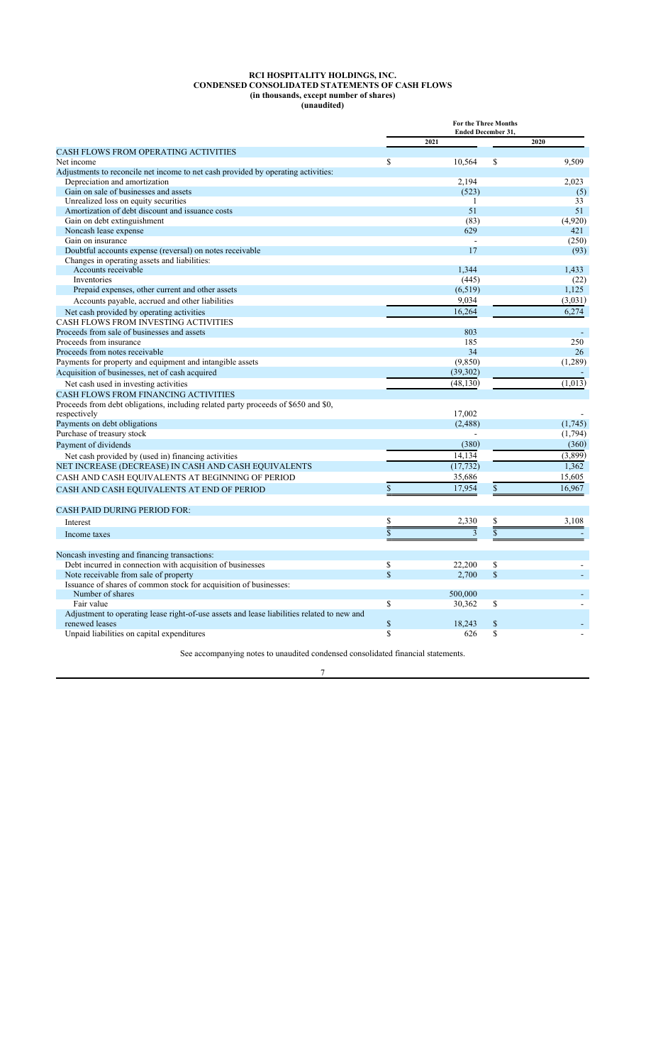# RCI HOSPITALITY HOLDINGS, INC.
## CONDENSED CONSOLIDATED STATEMENTS OF CASH FLOWS
### (in thousands, except number of shares)
### (unaudited)

| | For the Three Months Ended December 31, | |
|---|---|---|
| | 2021 | 2020 |
| CASH FLOWS FROM OPERATING ACTIVITIES | | |
| Net income | $ 10,564 | $ 9,509 |
| Adjustments to reconcile net income to net cash provided by operating activities: | | |
| Depreciation and amortization | 2,194 | 2,023 |
| Gain on sale of businesses and assets | (523) | (5) |
| Unrealized loss on equity securities | 1 | 33 |
| Amortization of debt discount and issuance costs | 51 | 51 |
| Gain on debt extinguishment | (83) | (4,920) |
| Noncash lease expense | 629 | 421 |
| Gain on insurance | - | (250) |
| Doubtful accounts expense (reversal) on notes receivable | 17 | (93) |
| Changes in operating assets and liabilities: | | |
| Accounts receivable | 1,344 | 1,433 |
| Inventories | (445) | (22) |
| Prepaid expenses, other current and other assets | (6,519) | 1,125 |
| Accounts payable, accrued and other liabilities | 9,034 | (3,031) |
| Net cash provided by operating activities | 16,264 | 6,274 |
| CASH FLOWS FROM INVESTING ACTIVITIES | | |
| Proceeds from sale of businesses and assets | 803 | - |
| Proceeds from insurance | 185 | 250 |
| Proceeds from notes receivable | 34 | 26 |
| Payments for property and equipment and intangible assets | (9,850) | (1,289) |
| Acquisition of businesses, net of cash acquired | (39,302) | - |
| Net cash used in investing activities | (48,130) | (1,013) |
| CASH FLOWS FROM FINANCING ACTIVITIES | | |
| Proceeds from debt obligations, including related party proceeds of $650 and $0, respectively | 17,002 | - |
| Payments on debt obligations | (2,488) | (1,745) |
| Purchase of treasury stock | - | (1,794) |
| Payment of dividends | (380) | (360) |
| Net cash provided by (used in) financing activities | 14,134 | (3,899) |
| NET INCREASE (DECREASE) IN CASH AND CASH EQUIVALENTS | (17,732) | 1,362 |
| CASH AND CASH EQUIVALENTS AT BEGINNING OF PERIOD | 35,686 | 15,605 |
| CASH AND CASH EQUIVALENTS AT END OF PERIOD | $ 17,954 | $ 16,967 |
| | | |
| CASH PAID DURING PERIOD FOR: | | |
| Interest | $ 2,330 | $ 3,108 |
| Income taxes | $ 3 | $ - |
| | | |
| Noncash investing and financing transactions: | | |
| Debt incurred in connection with acquisition of businesses | $ 22,200 | $ - |
| Note receivable from sale of property | $ 2,700 | $ - |
| Issuance of shares of common stock for acquisition of businesses: | | |
| Number of shares | 500,000 | - |
| Fair value | $ 30,362 | $ - |
| Adjustment to operating lease right-of-use assets and lease liabilities related to new and renewed leases | $ 18,243 | $ - |
| Unpaid liabilities on capital expenditures | $ 626 | $ - |

See accompanying notes to unaudited condensed consolidated financial statements.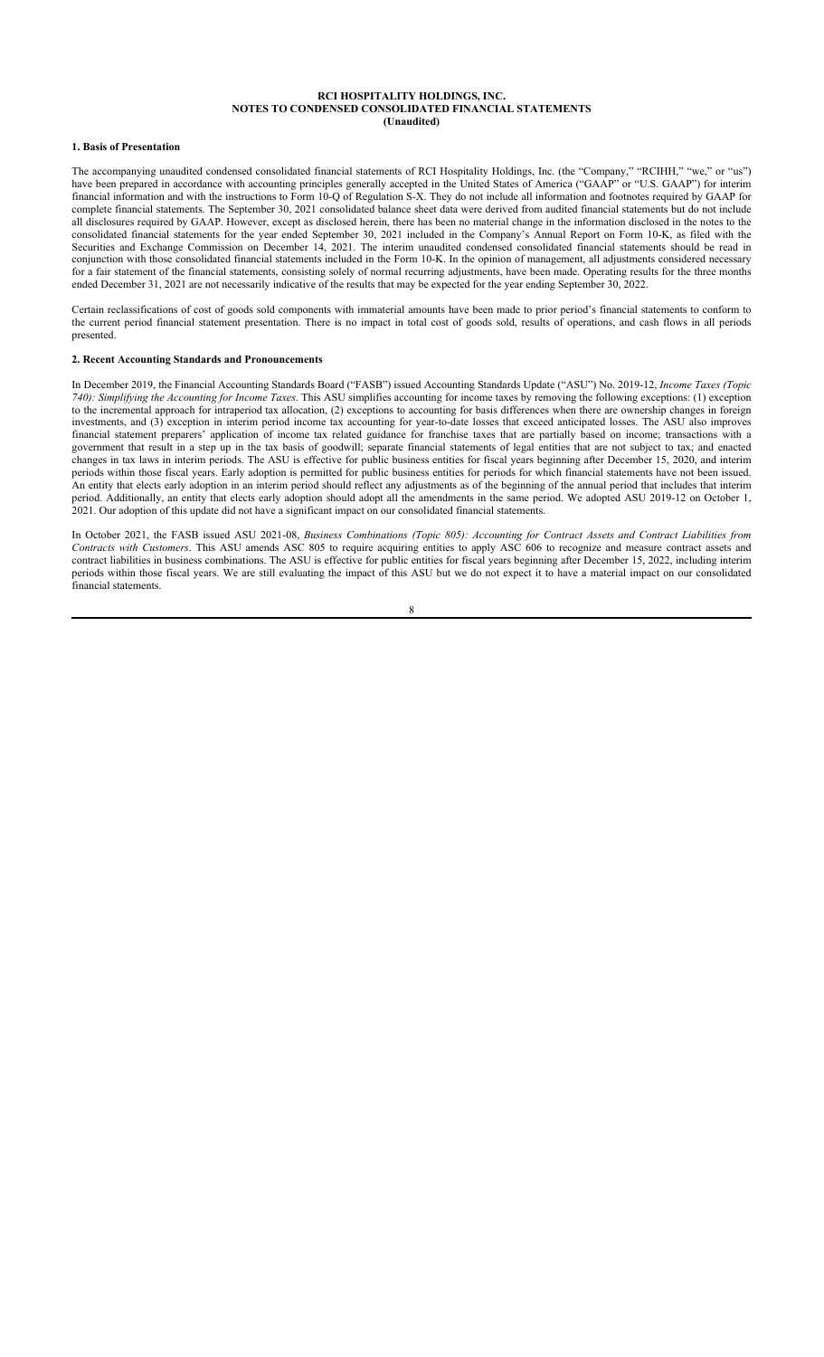**RCI HOSPITALITY HOLDINGS, INC.**
**NOTES TO CONDENSED CONSOLIDATED FINANCIAL STATEMENTS**
**(Unaudited)**

**1. Basis of Presentation**

The accompanying unaudited condensed consolidated financial statements of RCI Hospitality Holdings, Inc. (the "Company," "RCIHH," "we," or "us") have been prepared in accordance with accounting principles generally accepted in the United States of America ("GAAP" or "U.S. GAAP") for interim financial information and with the instructions to Form 10-Q of Regulation S-X. They do not include all information and footnotes required by GAAP for complete financial statements. The September 30, 2021 consolidated balance sheet data were derived from audited financial statements but do not include all disclosures required by GAAP. However, except as disclosed herein, there has been no material change in the information disclosed in the notes to the consolidated financial statements for the year ended September 30, 2021 included in the Company's Annual Report on Form 10-K, as filed with the Securities and Exchange Commission on December 14, 2021. The interim unaudited condensed consolidated financial statements should be read in conjunction with those consolidated financial statements included in the Form 10-K. In the opinion of management, all adjustments considered necessary for a fair statement of the financial statements, consisting solely of normal recurring adjustments, have been made. Operating results for the three months ended December 31, 2021 are not necessarily indicative of the results that may be expected for the year ending September 30, 2022.

Certain reclassifications of cost of goods sold components with immaterial amounts have been made to prior period's financial statements to conform to the current period financial statement presentation. There is no impact in total cost of goods sold, results of operations, and cash flows in all periods presented.

**2. Recent Accounting Standards and Pronouncements**

In December 2019, the Financial Accounting Standards Board ("FASB") issued Accounting Standards Update ("ASU") No. 2019-12, *Income Taxes (Topic 740): Simplifying the Accounting for Income Taxes*. This ASU simplifies accounting for income taxes by removing the following exceptions: (1) exception to the incremental approach for intraperiod tax allocation, (2) exceptions to accounting for basis differences when there are ownership changes in foreign investments, and (3) exception in interim period income tax accounting for year-to-date losses that exceed anticipated losses. The ASU also improves financial statement preparers' application of income tax related guidance for franchise taxes that are partially based on income; transactions with a government that result in a step up in the tax basis of goodwill; separate financial statements of legal entities that are not subject to tax; and enacted changes in tax laws in interim periods. The ASU is effective for public business entities for fiscal years beginning after December 15, 2020, and interim periods within those fiscal years. Early adoption is permitted for public business entities for periods for which financial statements have not been issued. An entity that elects early adoption in an interim period should reflect any adjustments as of the beginning of the annual period that includes that interim period. Additionally, an entity that elects early adoption should adopt all the amendments in the same period. We adopted ASU 2019-12 on October 1, 2021. Our adoption of this update did not have a significant impact on our consolidated financial statements.

In October 2021, the FASB issued ASU 2021-08, *Business Combinations (Topic 805): Accounting for Contract Assets and Contract Liabilities from Contracts with Customers*. This ASU amends ASC 805 to require acquiring entities to apply ASC 606 to recognize and measure contract assets and contract liabilities in business combinations. The ASU is effective for public entities for fiscal years beginning after December 15, 2022, including interim periods within those fiscal years. We are still evaluating the impact of this ASU but we do not expect it to have a material impact on our consolidated financial statements.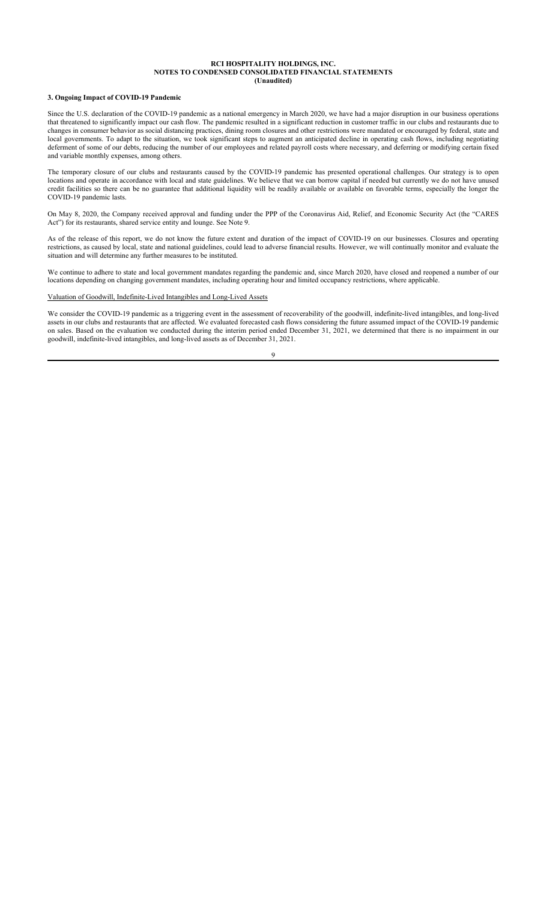### 3. Ongoing Impact of COVID-19 Pandemic

Since the U.S. declaration of the COVID-19 pandemic as a national emergency in March 2020, we have had a major disruption in our business operations that threatened to significantly impact our cash flow. The pandemic resulted in a significant reduction in customer traffic in our clubs and restaurants due to changes in consumer behavior as social distancing practices, dining room closures and other restrictions were mandated or encouraged by federal, state and local governments. To adapt to the situation, we took significant steps to augment an anticipated decline in operating cash flows, including negotiating deferment of some of our debts, reducing the number of our employees and related payroll costs where necessary, and deferring or modifying certain fixed and variable monthly expenses, among others.

The temporary closure of our clubs and restaurants caused by the COVID-19 pandemic has presented operational challenges. Our strategy is to open locations and operate in accordance with local and state guidelines. We believe that we can borrow capital if needed but currently we do not have unused credit facilities so there can be no guarantee that additional liquidity will be readily available or available on favorable terms, especially the longer the COVID-19 pandemic lasts.

On May 8, 2020, the Company received approval and funding under the PPP of the Coronavirus Aid, Relief, and Economic Security Act (the "CARES Act") for its restaurants, shared service entity and lounge. See Note 9.

As of the release of this report, we do not know the future extent and duration of the impact of COVID-19 on our businesses. Closures and operating restrictions, as caused by local, state and national guidelines, could lead to adverse financial results. However, we will continually monitor and evaluate the situation and will determine any further measures to be instituted.

We continue to adhere to state and local government mandates regarding the pandemic and, since March 2020, have closed and reopened a number of our locations depending on changing government mandates, including operating hour and limited occupancy restrictions, where applicable.

Valuation of Goodwill, Indefinite-Lived Intangibles and Long-Lived Assets

We consider the COVID-19 pandemic as a triggering event in the assessment of recoverability of the goodwill, indefinite-lived intangibles, and long-lived assets in our clubs and restaurants that are affected. We evaluated forecasted cash flows considering the future assumed impact of the COVID-19 pandemic on sales. Based on the evaluation we conducted during the interim period ended December 31, 2021, we determined that there is no impairment in our goodwill, indefinite-lived intangibles, and long-lived assets as of December 31, 2021.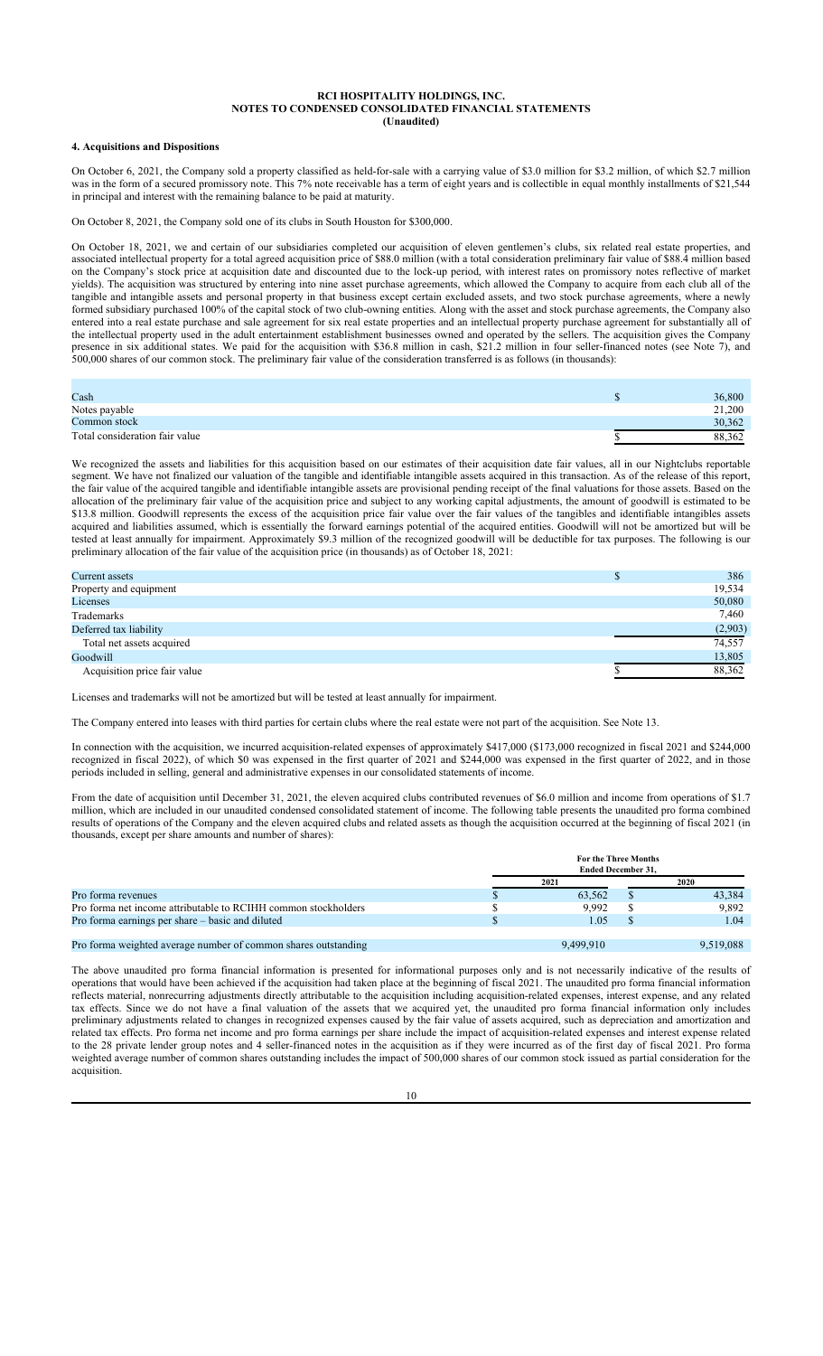**RCI HOSPITALITY HOLDINGS, INC.**
**NOTES TO CONDENSED CONSOLIDATED FINANCIAL STATEMENTS**
**(Unaudited)**

**4. Acquisitions and Dispositions**

On October 6, 2021, the Company sold a property classified as held-for-sale with a carrying value of $3.0 million for $3.2 million, of which $2.7 million was in the form of a secured promissory note. This 7% note receivable has a term of eight years and is collectible in equal monthly installments of $21,544 in principal and interest with the remaining balance to be paid at maturity.

On October 8, 2021, the Company sold one of its clubs in South Houston for $300,000.

On October 18, 2021, we and certain of our subsidiaries completed our acquisition of eleven gentlemen's clubs, six related real estate properties, and associated intellectual property for a total agreed acquisition price of $88.0 million (with a total consideration preliminary fair value of $88.4 million based on the Company's stock price at acquisition date and discounted due to the lock-up period, with interest rates on promissory notes reflective of market yields). The acquisition was structured by entering into nine asset purchase agreements, which allowed the Company to acquire from each club all of the tangible and intangible assets and personal property in that business except certain excluded assets, and two stock purchase agreements, where a newly formed subsidiary purchased 100% of the capital stock of two club-owning entities. Along with the asset and stock purchase agreements, the Company also entered into a real estate purchase and sale agreement for six real estate properties and an intellectual property purchase agreement for substantially all of the intellectual property used in the adult entertainment establishment businesses owned and operated by the sellers. The acquisition gives the Company presence in six additional states. We paid for the acquisition with $36.8 million in cash, $21.2 million in four seller-financed notes (see Note 7), and 500,000 shares of our common stock. The preliminary fair value of the consideration transferred is as follows (in thousands):

| | |
|---|---|
| Cash | $ 36,800 |
| Notes payable | 21,200 |
| Common stock | 30,362 |
| Total consideration fair value | $ 88,362 |

We recognized the assets and liabilities for this acquisition based on our estimates of their acquisition date fair values, all in our Nightclubs reportable segment. We have not finalized our valuation of the tangible and identifiable intangible assets acquired in this transaction. As of the release of this report, the fair value of the acquired tangible and identifiable intangible assets are provisional pending receipt of the final valuations for those assets. Based on the allocation of the preliminary fair value of the acquisition price and subject to any working capital adjustments, the amount of goodwill is estimated to be $13.8 million. Goodwill represents the excess of the acquisition price fair value over the fair values of the tangibles and identifiable intangibles assets acquired and liabilities assumed, which is essentially the forward earnings potential of the acquired entities. Goodwill will not be amortized but will be tested at least annually for impairment. Approximately $9.3 million of the recognized goodwill will be deductible for tax purposes. The following is our preliminary allocation of the fair value of the acquisition price (in thousands) as of October 18, 2021:

| | |
|---|---|
| Current assets | $ 386 |
| Property and equipment | 19,534 |
| Licenses | 50,080 |
| Trademarks | 7,460 |
| Deferred tax liability | (2,903) |
| Total net assets acquired | 74,557 |
| Goodwill | 13,805 |
| Acquisition price fair value | $ 88,362 |

Licenses and trademarks will not be amortized but will be tested at least annually for impairment.

The Company entered into leases with third parties for certain clubs where the real estate were not part of the acquisition. See Note 13.

In connection with the acquisition, we incurred acquisition-related expenses of approximately $417,000 ($173,000 recognized in fiscal 2021 and $244,000 recognized in fiscal 2022), of which $0 was expensed in the first quarter of 2021 and $244,000 was expensed in the first quarter of 2022, and in those periods included in selling, general and administrative expenses in our consolidated statements of income.

From the date of acquisition until December 31, 2021, the eleven acquired clubs contributed revenues of $6.0 million and income from operations of $1.7 million, which are included in our unaudited condensed consolidated statement of income. The following table presents the unaudited pro forma combined results of operations of the Company and the eleven acquired clubs and related assets as though the acquisition occurred at the beginning of fiscal 2021 (in thousands, except per share amounts and number of shares):

| | For the Three Months Ended December 31, | |
|---|---|---|
| | 2021 | 2020 |
| Pro forma revenues | $ 63,562 | $ 43,384 |
| Pro forma net income attributable to RCIHH common stockholders | $ 9,992 | $ 9,892 |
| Pro forma earnings per share – basic and diluted | $ 1.05 | $ 1.04 |
| Pro forma weighted average number of common shares outstanding | 9,499,910 | 9,519,088 |

The above unaudited pro forma financial information is presented for informational purposes only and is not necessarily indicative of the results of operations that would have been achieved if the acquisition had taken place at the beginning of fiscal 2021. The unaudited pro forma financial information reflects material, nonrecurring adjustments directly attributable to the acquisition including acquisition-related expenses, interest expense, and any related tax effects. Since we do not have a final valuation of the assets that we acquired yet, the unaudited pro forma financial information only includes preliminary adjustments related to changes in recognized expenses caused by the fair value of assets acquired, such as depreciation and amortization and related tax effects. Pro forma net income and pro forma earnings per share include the impact of acquisition-related expenses and interest expense related to the 28 private lender group notes and 4 seller-financed notes in the acquisition as if they were incurred as of the first day of fiscal 2021. Pro forma weighted average number of common shares outstanding includes the impact of 500,000 shares of our common stock issued as partial consideration for the acquisition.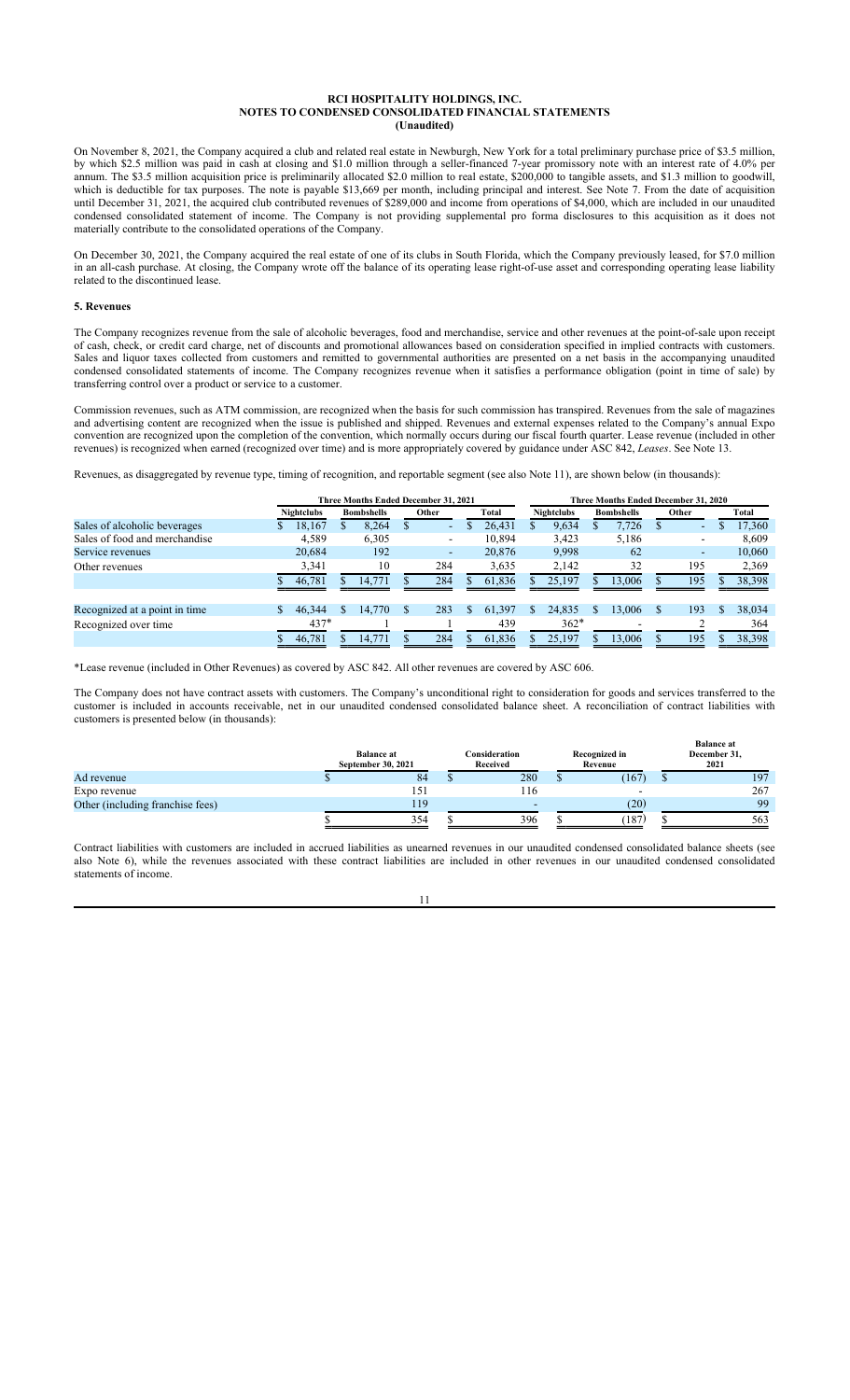**RCI HOSPITALITY HOLDINGS, INC.**
**NOTES TO CONDENSED CONSOLIDATED FINANCIAL STATEMENTS**
**(Unaudited)**

On November 8, 2021, the Company acquired a club and related real estate in Newburgh, New York for a total preliminary purchase price of $3.5 million, by which $2.5 million was paid in cash at closing and $1.0 million through a seller-financed 7-year promissory note with an interest rate of 4.0% per annum. The $3.5 million acquisition price is preliminarily allocated $2.0 million to real estate, $200,000 to tangible assets, and $1.3 million to goodwill, which is deductible for tax purposes. The note is payable $13,669 per month, including principal and interest. See Note 7. From the date of acquisition until December 31, 2021, the acquired club contributed revenues of $289,000 and income from operations of $4,000, which are included in our unaudited condensed consolidated statement of income. The Company is not providing supplemental pro forma disclosures to this acquisition as it does not materially contribute to the consolidated operations of the Company.

On December 30, 2021, the Company acquired the real estate of one of its clubs in South Florida, which the Company previously leased, for $7.0 million in an all-cash purchase. At closing, the Company wrote off the balance of its operating lease right-of-use asset and corresponding operating lease liability related to the discontinued lease.

## 5. Revenues

The Company recognizes revenue from the sale of alcoholic beverages, food and merchandise, service and other revenues at the point-of-sale upon receipt of cash, check, or credit card charge, net of discounts and promotional allowances based on consideration specified in implied contracts with customers. Sales and liquor taxes collected from customers and remitted to governmental authorities are presented on a net basis in the accompanying unaudited condensed consolidated statements of income. The Company recognizes revenue when it satisfies a performance obligation (point in time of sale) by transferring control over a product or service to a customer.

Commission revenues, such as ATM commission, are recognized when the basis for such commission has transpired. Revenues from the sale of magazines and advertising content are recognized when the issue is published and shipped. Revenues and external expenses related to the Company's annual Expo convention are recognized upon the completion of the convention, which normally occurs during our fiscal fourth quarter. Lease revenue (included in other revenues) is recognized when earned (recognized over time) and is more appropriately covered by guidance under ASC 842, *Leases*. See Note 13.

Revenues, as disaggregated by revenue type, timing of recognition, and reportable segment (see also Note 11), are shown below (in thousands):

| | Three Months Ended December 31, 2021 | | | | Three Months Ended December 31, 2020 | | | |
|---|---|---|---|---|---|---|---|---|
| | Nightclubs | Bombshells | Other | Total | Nightclubs | Bombshells | Other | Total |
| Sales of alcoholic beverages | $ 18,167 | $ 8,264 | $ - | $ 26,431 | $ 9,634 | $ 7,726 | $ - | $ 17,360 |
| Sales of food and merchandise | 4,589 | 6,305 | - | 10,894 | 3,423 | 5,186 | - | 8,609 |
| Service revenues | 20,684 | 192 | - | 20,876 | 9,998 | 62 | - | 10,060 |
| Other revenues | 3,341 | 10 | 284 | 3,635 | 2,142 | 32 | 195 | 2,369 |
| | $ 46,781 | $ 14,771 | $ 284 | $ 61,836 | $ 25,197 | $ 13,006 | $ 195 | $ 38,398 |
| | | | | | | | | |
| Recognized at a point in time | $ 46,344 | $ 14,770 | $ 283 | $ 61,397 | $ 24,835 | $ 13,006 | $ 193 | $ 38,034 |
| Recognized over time | 437* | 1 | 1 | 439 | 362* | - | 2 | 364 |
| | $ 46,781 | $ 14,771 | $ 284 | $ 61,836 | $ 25,197 | $ 13,006 | $ 195 | $ 38,398 |

*Lease revenue (included in Other Revenues) as covered by ASC 842. All other revenues are covered by ASC 606.

The Company does not have contract assets with customers. The Company's unconditional right to consideration for goods and services transferred to the customer is included in accounts receivable, net in our unaudited condensed consolidated balance sheet. A reconciliation of contract liabilities with customers is presented below (in thousands):

| | Balance at September 30, 2021 | Consideration Received | Recognized in Revenue | Balance at December 31, 2021 |
|---|---|---|---|---|
| Ad revenue | $ 84 | $ 280 | $ (167) | $ 197 |
| Expo revenue | 151 | 116 | - | 267 |
| Other (including franchise fees) | 119 | - | (20) | 99 |
| | $ 354 | $ 396 | $ (187) | $ 563 |

Contract liabilities with customers are included in accrued liabilities as unearned revenues in our unaudited condensed consolidated balance sheets (see also Note 6), while the revenues associated with these contract liabilities are included in other revenues in our unaudited condensed consolidated statements of income.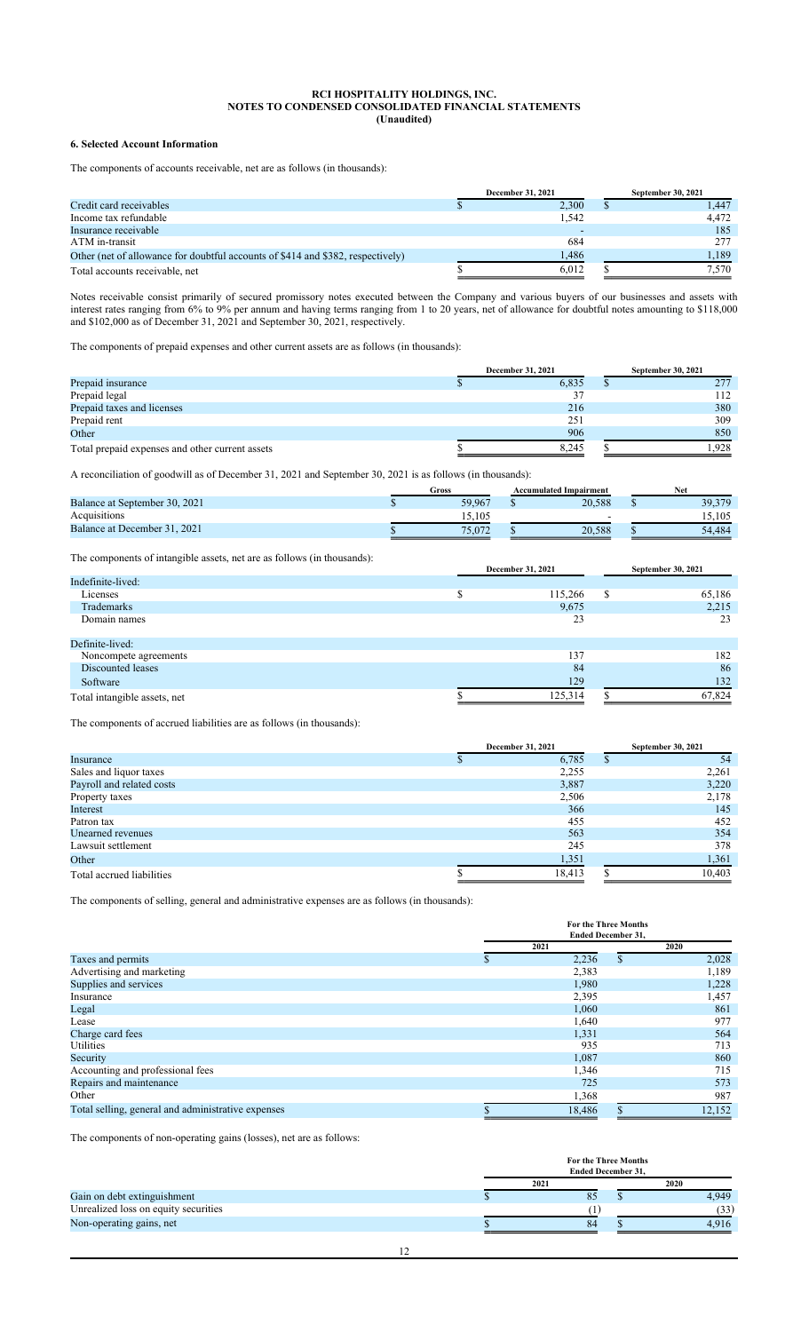**RCI HOSPITALITY HOLDINGS, INC.**
**NOTES TO CONDENSED CONSOLIDATED FINANCIAL STATEMENTS**
**(Unaudited)**

**6. Selected Account Information**

The components of accounts receivable, net are as follows (in thousands):

| | December 31, 2021 | September 30, 2021 |
|---|---|---|
| Credit card receivables | $ 2,300 | $ 1,447 |
| Income tax refundable | 1,542 | 4,472 |
| Insurance receivable | - | 185 |
| ATM in-transit | 684 | 277 |
| Other (net of allowance for doubtful accounts of $414 and $382, respectively) | 1,486 | 1,189 |
| Total accounts receivable, net | $ 6,012 | $ 7,570 |

Notes receivable consist primarily of secured promissory notes executed between the Company and various buyers of our businesses and assets with interest rates ranging from 6% to 9% per annum and having terms ranging from 1 to 20 years, net of allowance for doubtful notes amounting to $118,000 and $102,000 as of December 31, 2021 and September 30, 2021, respectively.

The components of prepaid expenses and other current assets are as follows (in thousands):

| | December 31, 2021 | September 30, 2021 |
|---|---|---|
| Prepaid insurance | $ 6,835 | $ 277 |
| Prepaid legal | 37 | 112 |
| Prepaid taxes and licenses | 216 | 380 |
| Prepaid rent | 251 | 309 |
| Other | 906 | 850 |
| Total prepaid expenses and other current assets | $ 8,245 | $ 1,928 |

A reconciliation of goodwill as of December 31, 2021 and September 30, 2021 is as follows (in thousands):

| | Gross | Accumulated Impairment | Net |
|---|---|---|---|
| Balance at September 30, 2021 | $ 59,967 | $ 20,588 | $ 39,379 |
| Acquisitions | 15,105 | - | 15,105 |
| Balance at December 31, 2021 | $ 75,072 | $ 20,588 | $ 54,484 |

The components of intangible assets, net are as follows (in thousands):

| | December 31, 2021 | September 30, 2021 |
|---|---|---|
| Indefinite-lived: | | |
| Licenses | $ 115,266 | $ 65,186 |
| Trademarks | 9,675 | 2,215 |
| Domain names | 23 | 23 |
| | | |
| Definite-lived: | | |
| Noncompete agreements | 137 | 182 |
| Discounted leases | 84 | 86 |
| Software | 129 | 132 |
| Total intangible assets, net | $ 125,314 | $ 67,824 |

The components of accrued liabilities are as follows (in thousands):

| | December 31, 2021 | September 30, 2021 |
|---|---|---|
| Insurance | $ 6,785 | $ 54 |
| Sales and liquor taxes | 2,255 | 2,261 |
| Payroll and related costs | 3,887 | 3,220 |
| Property taxes | 2,506 | 2,178 |
| Interest | 366 | 145 |
| Patron tax | 455 | 452 |
| Unearned revenues | 563 | 354 |
| Lawsuit settlement | 245 | 378 |
| Other | 1,351 | 1,361 |
| Total accrued liabilities | $ 18,413 | $ 10,403 |

The components of selling, general and administrative expenses are as follows (in thousands):

| | For the Three Months Ended December 31, | |
|---|---|---|
| | 2021 | 2020 |
| Taxes and permits | $ 2,236 | $ 2,028 |
| Advertising and marketing | 2,383 | 1,189 |
| Supplies and services | 1,980 | 1,228 |
| Insurance | 2,395 | 1,457 |
| Legal | 1,060 | 861 |
| Lease | 1,640 | 977 |
| Charge card fees | 1,331 | 564 |
| Utilities | 935 | 713 |
| Security | 1,087 | 860 |
| Accounting and professional fees | 1,346 | 715 |
| Repairs and maintenance | 725 | 573 |
| Other | 1,368 | 987 |
| Total selling, general and administrative expenses | $ 18,486 | $ 12,152 |

The components of non-operating gains (losses), net are as follows:

| | For the Three Months Ended December 31, | |
|---|---|---|
| | 2021 | 2020 |
| Gain on debt extinguishment | $ 85 | $ 4,949 |
| Unrealized loss on equity securities | (1) | (33) |
| Non-operating gains, net | $ 84 | $ 4,916 |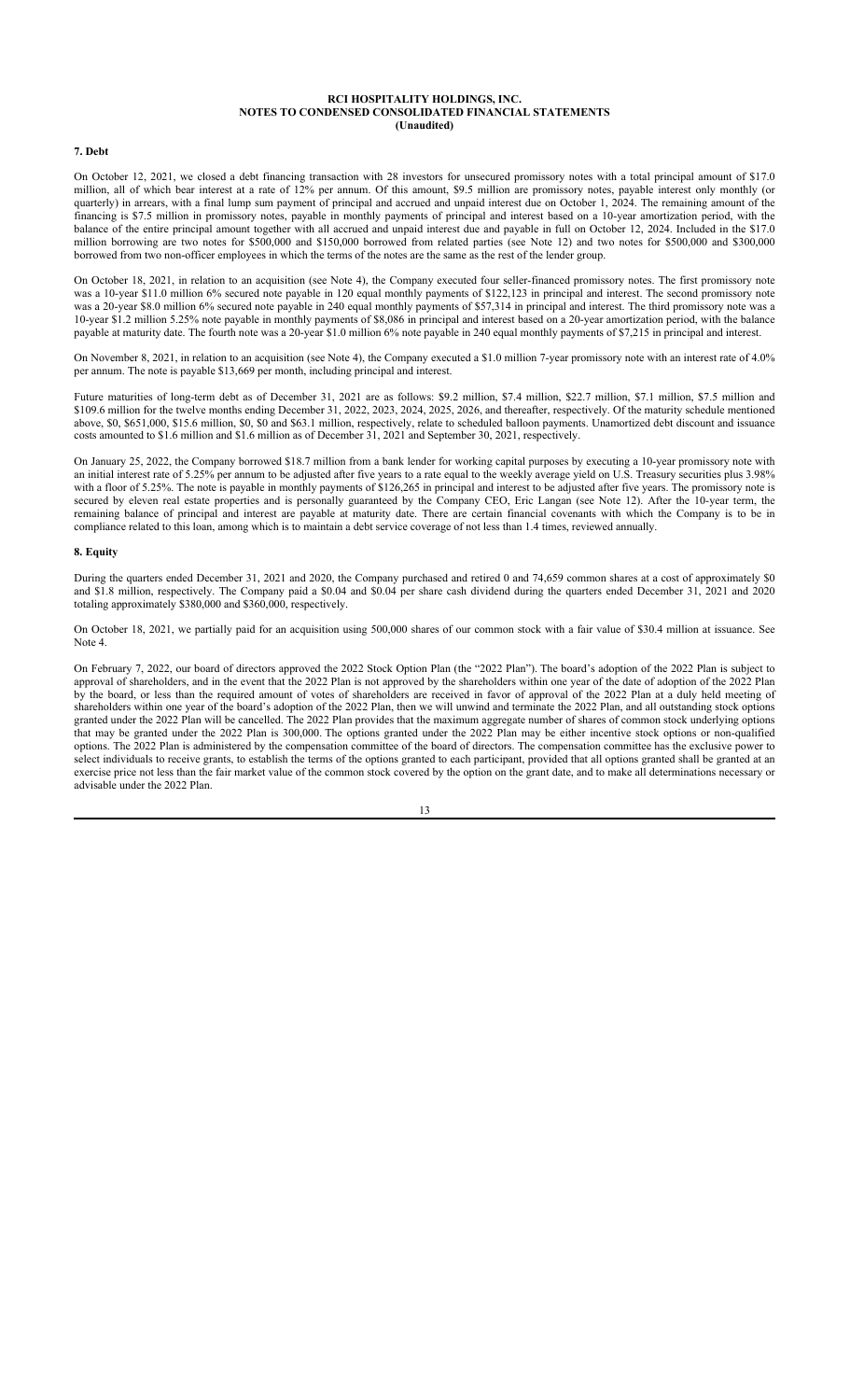**RCI HOSPITALITY HOLDINGS, INC.**
**NOTES TO CONDENSED CONSOLIDATED FINANCIAL STATEMENTS**
**(Unaudited)**

**7. Debt**

On October 12, 2021, we closed a debt financing transaction with 28 investors for unsecured promissory notes with a total principal amount of $17.0 million, all of which bear interest at a rate of 12% per annum. Of this amount, $9.5 million are promissory notes, payable interest only monthly (or quarterly) in arrears, with a final lump sum payment of principal and accrued and unpaid interest due on October 1, 2024. The remaining amount of the financing is $7.5 million in promissory notes, payable in monthly payments of principal and interest based on a 10-year amortization period, with the balance of the entire principal amount together with all accrued and unpaid interest due and payable in full on October 12, 2024. Included in the $17.0 million borrowing are two notes for $500,000 and $150,000 borrowed from related parties (see Note 12) and two notes for $500,000 and $300,000 borrowed from two non-officer employees in which the terms of the notes are the same as the rest of the lender group.

On October 18, 2021, in relation to an acquisition (see Note 4), the Company executed four seller-financed promissory notes. The first promissory note was a 10-year $11.0 million 6% secured note payable in 120 equal monthly payments of $122,123 in principal and interest. The second promissory note was a 20-year $8.0 million 6% secured note payable in 240 equal monthly payments of $57,314 in principal and interest. The third promissory note was a 10-year $1.2 million 5.25% note payable in monthly payments of $8,086 in principal and interest based on a 20-year amortization period, with the balance payable at maturity date. The fourth note was a 20-year $1.0 million 6% note payable in 240 equal monthly payments of $7,215 in principal and interest.

On November 8, 2021, in relation to an acquisition (see Note 4), the Company executed a $1.0 million 7-year promissory note with an interest rate of 4.0% per annum. The note is payable $13,669 per month, including principal and interest.

Future maturities of long-term debt as of December 31, 2021 are as follows: $9.2 million, $7.4 million, $22.7 million, $7.1 million, $7.5 million and $109.6 million for the twelve months ending December 31, 2022, 2023, 2024, 2025, 2026, and thereafter, respectively. Of the maturity schedule mentioned above, $0, $651,000, $15.6 million, $0, $0 and $63.1 million, respectively, relate to scheduled balloon payments. Unamortized debt discount and issuance costs amounted to $1.6 million and $1.6 million as of December 31, 2021 and September 30, 2021, respectively.

On January 25, 2022, the Company borrowed $18.7 million from a bank lender for working capital purposes by executing a 10-year promissory note with an initial interest rate of 5.25% per annum to be adjusted after five years to a rate equal to the weekly average yield on U.S. Treasury securities plus 3.98% with a floor of 5.25%. The note is payable in monthly payments of $126,265 in principal and interest to be adjusted after five years. The promissory note is secured by eleven real estate properties and is personally guaranteed by the Company CEO, Eric Langan (see Note 12). After the 10-year term, the remaining balance of principal and interest are payable at maturity date. There are certain financial covenants with which the Company is to be in compliance related to this loan, among which is to maintain a debt service coverage of not less than 1.4 times, reviewed annually.

**8. Equity**

During the quarters ended December 31, 2021 and 2020, the Company purchased and retired 0 and 74,659 common shares at a cost of approximately $0 and $1.8 million, respectively. The Company paid a $0.04 and $0.04 per share cash dividend during the quarters ended December 31, 2021 and 2020 totaling approximately $380,000 and $360,000, respectively.

On October 18, 2021, we partially paid for an acquisition using 500,000 shares of our common stock with a fair value of $30.4 million at issuance. See Note 4.

On February 7, 2022, our board of directors approved the 2022 Stock Option Plan (the "2022 Plan"). The board's adoption of the 2022 Plan is subject to approval of shareholders, and in the event that the 2022 Plan is not approved by the shareholders within one year of the date of adoption of the 2022 Plan by the board, or less than the required amount of votes of shareholders are received in favor of approval of the 2022 Plan at a duly held meeting of shareholders within one year of the board's adoption of the 2022 Plan, then we will unwind and terminate the 2022 Plan, and all outstanding stock options granted under the 2022 Plan will be cancelled. The 2022 Plan provides that the maximum aggregate number of shares of common stock underlying options that may be granted under the 2022 Plan is 300,000. The options granted under the 2022 Plan may be either incentive stock options or non-qualified options. The 2022 Plan is administered by the compensation committee of the board of directors. The compensation committee has the exclusive power to select individuals to receive grants, to establish the terms of the options granted to each participant, provided that all options granted shall be granted at an exercise price not less than the fair market value of the common stock covered by the option on the grant date, and to make all determinations necessary or advisable under the 2022 Plan.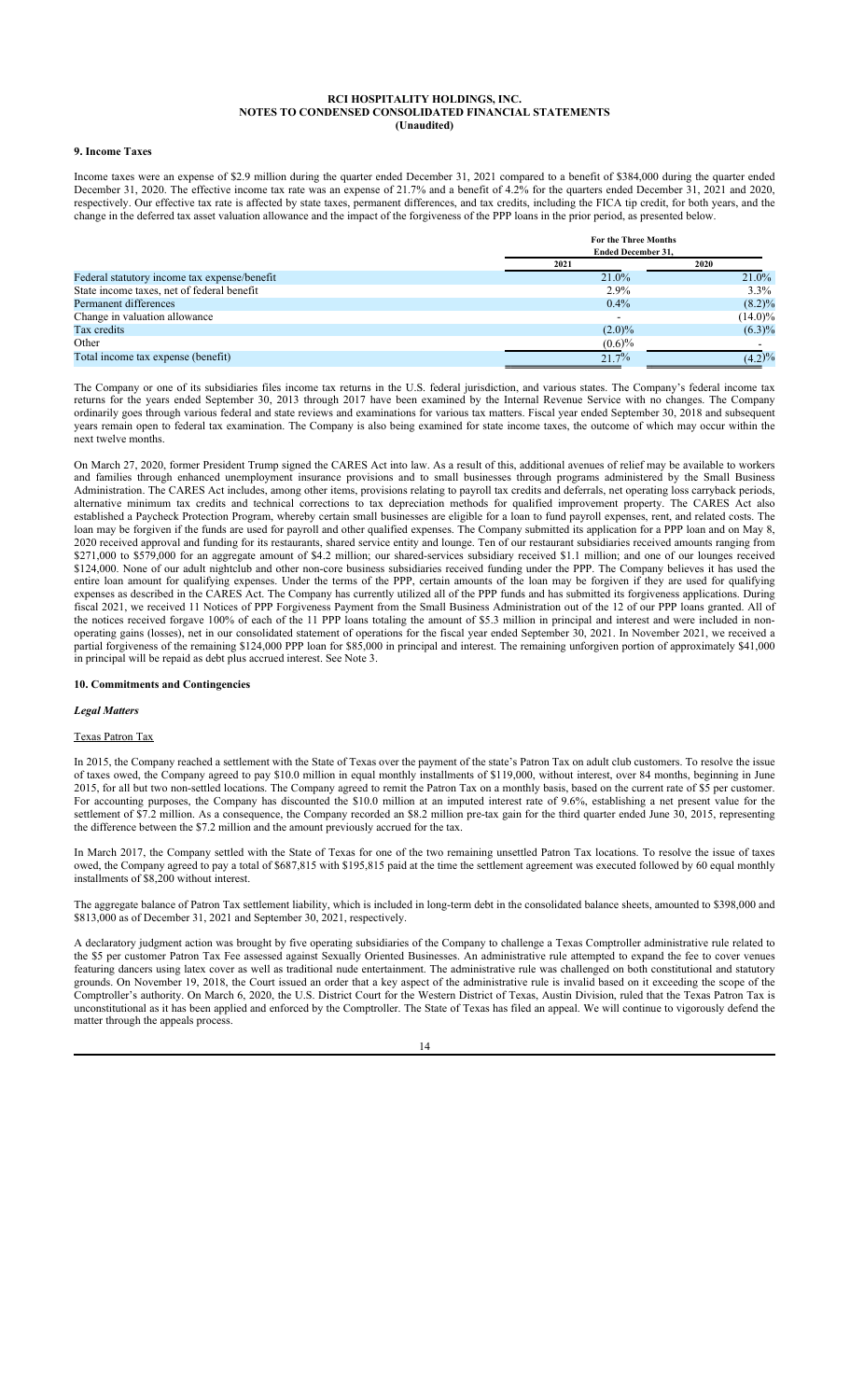**RCI HOSPITALITY HOLDINGS, INC.**
**NOTES TO CONDENSED CONSOLIDATED FINANCIAL STATEMENTS**
**(Unaudited)**

## 9. Income Taxes

Income taxes were an expense of $2.9 million during the quarter ended December 31, 2021 compared to a benefit of $384,000 during the quarter ended December 31, 2020. The effective income tax rate was an expense of 21.7% and a benefit of 4.2% for the quarters ended December 31, 2021 and 2020, respectively. Our effective tax rate is affected by state taxes, permanent differences, and tax credits, including the FICA tip credit, for both years, and the change in the deferred tax asset valuation allowance and the impact of the forgiveness of the PPP loans in the prior period, as presented below.

| | For the Three Months Ended December 31, | |
|---|---|---|
| | 2021 | 2020 |
| Federal statutory income tax expense/benefit | 21.0% | 21.0% |
| State income taxes, net of federal benefit | 2.9% | 3.3% |
| Permanent differences | 0.4% | (8.2)% |
| Change in valuation allowance | - | (14.0)% |
| Tax credits | (2.0)% | (6.3)% |
| Other | (0.6)% | - |
| Total income tax expense (benefit) | 21.7% | (4.2)% |

The Company or one of its subsidiaries files income tax returns in the U.S. federal jurisdiction, and various states. The Company's federal income tax returns for the years ended September 30, 2013 through 2017 have been examined by the Internal Revenue Service with no changes. The Company ordinarily goes through various federal and state reviews and examinations for various tax matters. Fiscal year ended September 30, 2018 and subsequent years remain open to federal tax examination. The Company is also being examined for state income taxes, the outcome of which may occur within the next twelve months.

On March 27, 2020, former President Trump signed the CARES Act into law. As a result of this, additional avenues of relief may be available to workers and families through enhanced unemployment insurance provisions and to small businesses through programs administered by the Small Business Administration. The CARES Act includes, among other items, provisions relating to payroll tax credits and deferrals, net operating loss carryback periods, alternative minimum tax credits and technical corrections to tax depreciation methods for qualified improvement property. The CARES Act also established a Paycheck Protection Program, whereby certain small businesses are eligible for a loan to fund payroll expenses, rent, and related costs. The loan may be forgiven if the funds are used for payroll and other qualified expenses. The Company submitted its application for a PPP loan and on May 8, 2020 received approval and funding for its restaurants, shared service entity and lounge. Ten of our restaurant subsidiaries received amounts ranging from $271,000 to $579,000 for an aggregate amount of $4.2 million; our shared-services subsidiary received $1.1 million; and one of our lounges received $124,000. None of our adult nightclub and other non-core business subsidiaries received funding under the PPP. The Company believes it has used the entire loan amount for qualifying expenses. Under the terms of the PPP, certain amounts of the loan may be forgiven if they are used for qualifying expenses as described in the CARES Act. The Company has currently utilized all of the PPP funds and has submitted its forgiveness applications. During fiscal 2021, we received 11 Notices of PPP Forgiveness Payment from the Small Business Administration out of the 12 of our PPP loans granted. All of the notices received forgave 100% of each of the 11 PPP loans totaling the amount of $5.3 million in principal and interest and were included in non-operating gains (losses), net in our consolidated statement of operations for the fiscal year ended September 30, 2021. In November 2021, we received a partial forgiveness of the remaining $124,000 PPP loan for $85,000 in principal and interest. The remaining unforgiven portion of approximately $41,000 in principal will be repaid as debt plus accrued interest. See Note 3.

## 10. Commitments and Contingencies

### *Legal Matters*

Texas Patron Tax

In 2015, the Company reached a settlement with the State of Texas over the payment of the state's Patron Tax on adult club customers. To resolve the issue of taxes owed, the Company agreed to pay $10.0 million in equal monthly installments of $119,000, without interest, over 84 months, beginning in June 2015, for all but two non-settled locations. The Company agreed to remit the Patron Tax on a monthly basis, based on the current rate of $5 per customer. For accounting purposes, the Company has discounted the $10.0 million at an imputed interest rate of 9.6%, establishing a net present value for the settlement of $7.2 million. As a consequence, the Company recorded an $8.2 million pre-tax gain for the third quarter ended June 30, 2015, representing the difference between the $7.2 million and the amount previously accrued for the tax.

In March 2017, the Company settled with the State of Texas for one of the two remaining unsettled Patron Tax locations. To resolve the issue of taxes owed, the Company agreed to pay a total of $687,815 with $195,815 paid at the time the settlement agreement was executed followed by 60 equal monthly installments of $8,200 without interest.

The aggregate balance of Patron Tax settlement liability, which is included in long-term debt in the consolidated balance sheets, amounted to $398,000 and $813,000 as of December 31, 2021 and September 30, 2021, respectively.

A declaratory judgment action was brought by five operating subsidiaries of the Company to challenge a Texas Comptroller administrative rule related to the $5 per customer Patron Tax Fee assessed against Sexually Oriented Businesses. An administrative rule attempted to expand the fee to cover venues featuring dancers using latex cover as well as traditional nude entertainment. The administrative rule was challenged on both constitutional and statutory grounds. On November 19, 2018, the Court issued an order that a key aspect of the administrative rule is invalid based on it exceeding the scope of the Comptroller's authority. On March 6, 2020, the U.S. District Court for the Western District of Texas, Austin Division, ruled that the Texas Patron Tax is unconstitutional as it has been applied and enforced by the Comptroller. The State of Texas has filed an appeal. We will continue to vigorously defend the matter through the appeals process.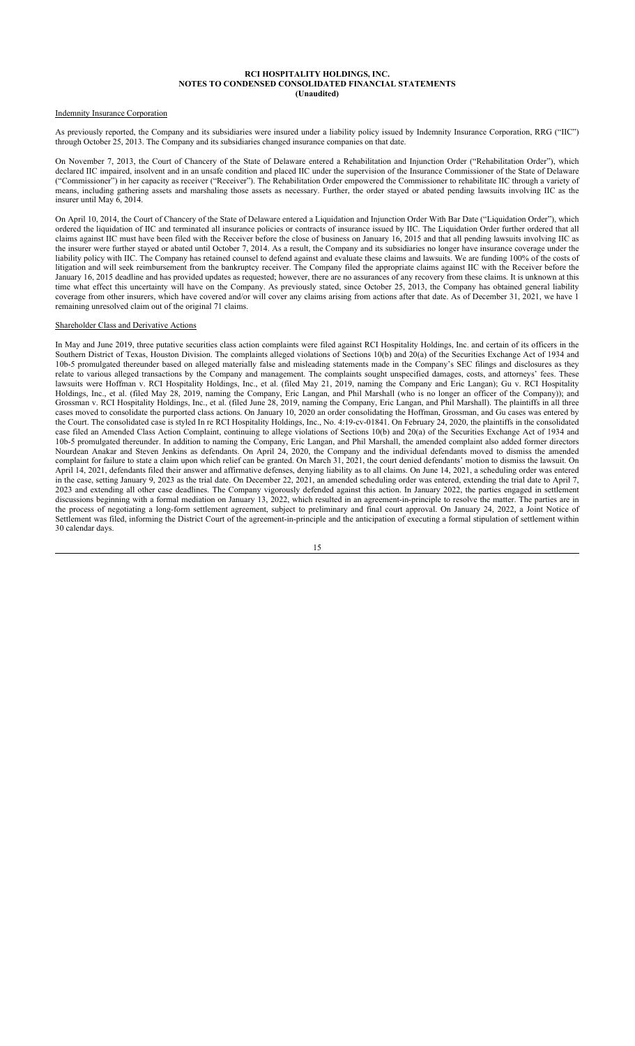## Indemnity Insurance Corporation

As previously reported, the Company and its subsidiaries were insured under a liability policy issued by Indemnity Insurance Corporation, RRG ("IIC") through October 25, 2013. The Company and its subsidiaries changed insurance companies on that date.

On November 7, 2013, the Court of Chancery of the State of Delaware entered a Rehabilitation and Injunction Order ("Rehabilitation Order"), which declared IIC impaired, insolvent and in an unsafe condition and placed IIC under the supervision of the Insurance Commissioner of the State of Delaware ("Commissioner") in her capacity as receiver ("Receiver"). The Rehabilitation Order empowered the Commissioner to rehabilitate IIC through a variety of means, including gathering assets and marshaling those assets as necessary. Further, the order stayed or abated pending lawsuits involving IIC as the insurer until May 6, 2014.

On April 10, 2014, the Court of Chancery of the State of Delaware entered a Liquidation and Injunction Order With Bar Date ("Liquidation Order"), which ordered the liquidation of IIC and terminated all insurance policies or contracts of insurance issued by IIC. The Liquidation Order further ordered that all claims against IIC must have been filed with the Receiver before the close of business on January 16, 2015 and that all pending lawsuits involving IIC as the insurer were further stayed or abated until October 7, 2014. As a result, the Company and its subsidiaries no longer have insurance coverage under the liability policy with IIC. The Company has retained counsel to defend against and evaluate these claims and lawsuits. We are funding 100% of the costs of litigation and will seek reimbursement from the bankruptcy receiver. The Company filed the appropriate claims against IIC with the Receiver before the January 16, 2015 deadline and has provided updates as requested; however, there are no assurances of any recovery from these claims. It is unknown at this time what effect this uncertainty will have on the Company. As previously stated, since October 25, 2013, the Company has obtained general liability coverage from other insurers, which have covered and/or will cover any claims arising from actions after that date. As of December 31, 2021, we have 1 remaining unresolved claim out of the original 71 claims.

## Shareholder Class and Derivative Actions

In May and June 2019, three putative securities class action complaints were filed against RCI Hospitality Holdings, Inc. and certain of its officers in the Southern District of Texas, Houston Division. The complaints alleged violations of Sections 10(b) and 20(a) of the Securities Exchange Act of 1934 and 10b-5 promulgated thereunder based on alleged materially false and misleading statements made in the Company's SEC filings and disclosures as they relate to various alleged transactions by the Company and management. The complaints sought unspecified damages, costs, and attorneys' fees. These lawsuits were Hoffman v. RCI Hospitality Holdings, Inc., et al. (filed May 21, 2019, naming the Company and Eric Langan); Gu v. RCI Hospitality Holdings, Inc., et al. (filed May 28, 2019, naming the Company, Eric Langan, and Phil Marshall (who is no longer an officer of the Company)); and Grossman v. RCI Hospitality Holdings, Inc., et al. (filed June 28, 2019, naming the Company, Eric Langan, and Phil Marshall). The plaintiffs in all three cases moved to consolidate the purported class actions. On January 10, 2020 an order consolidating the Hoffman, Grossman, and Gu cases was entered by the Court. The consolidated case is styled In re RCI Hospitality Holdings, Inc., No. 4:19-cv-01841. On February 24, 2020, the plaintiffs in the consolidated case filed an Amended Class Action Complaint, continuing to allege violations of Sections 10(b) and 20(a) of the Securities Exchange Act of 1934 and 10b-5 promulgated thereunder. In addition to naming the Company, Eric Langan, and Phil Marshall, the amended complaint also added former directors Nourdean Anakar and Steven Jenkins as defendants. On April 24, 2020, the Company and the individual defendants moved to dismiss the amended complaint for failure to state a claim upon which relief can be granted. On March 31, 2021, the court denied defendants' motion to dismiss the lawsuit. On April 14, 2021, defendants filed their answer and affirmative defenses, denying liability as to all claims. On June 14, 2021, a scheduling order was entered in the case, setting January 9, 2023 as the trial date. On December 22, 2021, an amended scheduling order was entered, extending the trial date to April 7, 2023 and extending all other case deadlines. The Company vigorously defended against this action. In January 2022, the parties engaged in settlement discussions beginning with a formal mediation on January 13, 2022, which resulted in an agreement-in-principle to resolve the matter. The parties are in the process of negotiating a long-form settlement agreement, subject to preliminary and final court approval. On January 24, 2022, a Joint Notice of Settlement was filed, informing the District Court of the agreement-in-principle and the anticipation of executing a formal stipulation of settlement within 30 calendar days.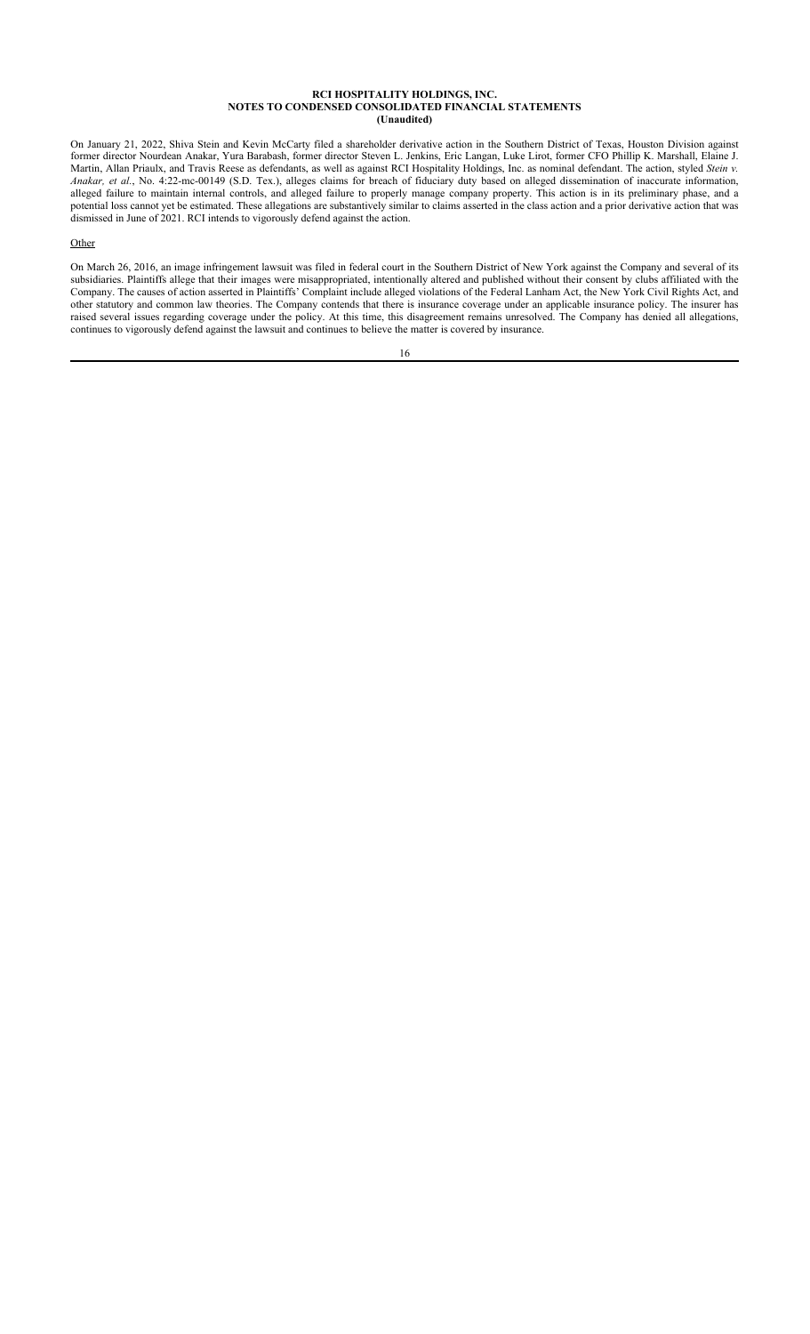On January 21, 2022, Shiva Stein and Kevin McCarty filed a shareholder derivative action in the Southern District of Texas, Houston Division against former director Nourdean Anakar, Yura Barabash, former director Steven L. Jenkins, Eric Langan, Luke Lirot, former CFO Phillip K. Marshall, Elaine J. Martin, Allan Priaulx, and Travis Reese as defendants, as well as against RCI Hospitality Holdings, Inc. as nominal defendant. The action, styled *Stein v. Anakar, et al.*, No. 4:22-mc-00149 (S.D. Tex.), alleges claims for breach of fiduciary duty based on alleged dissemination of inaccurate information, alleged failure to maintain internal controls, and alleged failure to properly manage company property. This action is in its preliminary phase, and a potential loss cannot yet be estimated. These allegations are substantively similar to claims asserted in the class action and a prior derivative action that was dismissed in June of 2021. RCI intends to vigorously defend against the action.

Other

On March 26, 2016, an image infringement lawsuit was filed in federal court in the Southern District of New York against the Company and several of its subsidiaries. Plaintiffs allege that their images were misappropriated, intentionally altered and published without their consent by clubs affiliated with the Company. The causes of action asserted in Plaintiffs' Complaint include alleged violations of the Federal Lanham Act, the New York Civil Rights Act, and other statutory and common law theories. The Company contends that there is insurance coverage under an applicable insurance policy. The insurer has raised several issues regarding coverage under the policy. At this time, this disagreement remains unresolved. The Company has denied all allegations, continues to vigorously defend against the lawsuit and continues to believe the matter is covered by insurance.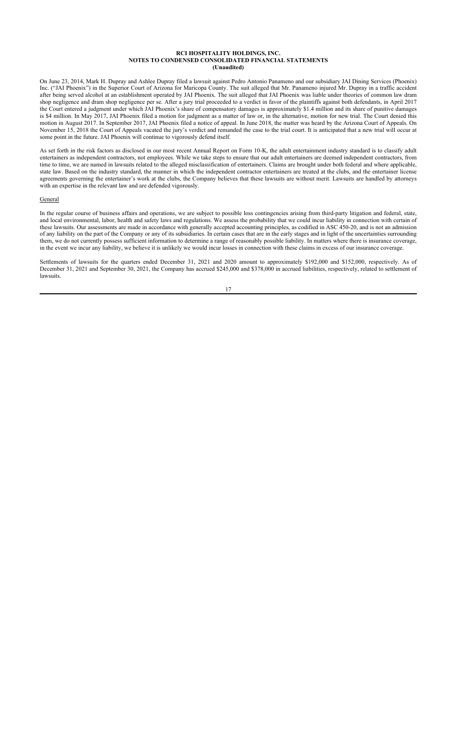On June 23, 2014, Mark H. Dupray and Ashlee Dupray filed a lawsuit against Pedro Antonio Panameno and our subsidiary JAI Dining Services (Phoenix) Inc. ("JAI Phoenix") in the Superior Court of Arizona for Maricopa County. The suit alleged that Mr. Panameno injured Mr. Dupray in a traffic accident after being served alcohol at an establishment operated by JAI Phoenix. The suit alleged that JAI Phoenix was liable under theories of common law dram shop negligence and dram shop negligence per se. After a jury trial proceeded to a verdict in favor of the plaintiffs against both defendants, in April 2017 the Court entered a judgment under which JAI Phoenix's share of compensatory damages is approximately $1.4 million and its share of punitive damages is $4 million. In May 2017, JAI Phoenix filed a motion for judgment as a matter of law or, in the alternative, motion for new trial. The Court denied this motion in August 2017. In September 2017, JAI Phoenix filed a notice of appeal. In June 2018, the matter was heard by the Arizona Court of Appeals. On November 15, 2018 the Court of Appeals vacated the jury's verdict and remanded the case to the trial court. It is anticipated that a new trial will occur at some point in the future. JAI Phoenix will continue to vigorously defend itself.

As set forth in the risk factors as disclosed in our most recent Annual Report on Form 10-K, the adult entertainment industry standard is to classify adult entertainers as independent contractors, not employees. While we take steps to ensure that our adult entertainers are deemed independent contractors, from time to time, we are named in lawsuits related to the alleged misclassification of entertainers. Claims are brought under both federal and where applicable, state law. Based on the industry standard, the manner in which the independent contractor entertainers are treated at the clubs, and the entertainer license agreements governing the entertainer's work at the clubs, the Company believes that these lawsuits are without merit. Lawsuits are handled by attorneys with an expertise in the relevant law and are defended vigorously.

General

In the regular course of business affairs and operations, we are subject to possible loss contingencies arising from third-party litigation and federal, state, and local environmental, labor, health and safety laws and regulations. We assess the probability that we could incur liability in connection with certain of these lawsuits. Our assessments are made in accordance with generally accepted accounting principles, as codified in ASC 450-20, and is not an admission of any liability on the part of the Company or any of its subsidiaries. In certain cases that are in the early stages and in light of the uncertainties surrounding them, we do not currently possess sufficient information to determine a range of reasonably possible liability. In matters where there is insurance coverage, in the event we incur any liability, we believe it is unlikely we would incur losses in connection with these claims in excess of our insurance coverage.

Settlements of lawsuits for the quarters ended December 31, 2021 and 2020 amount to approximately $192,000 and $152,000, respectively. As of December 31, 2021 and September 30, 2021, the Company has accrued $245,000 and $378,000 in accrued liabilities, respectively, related to settlement of lawsuits.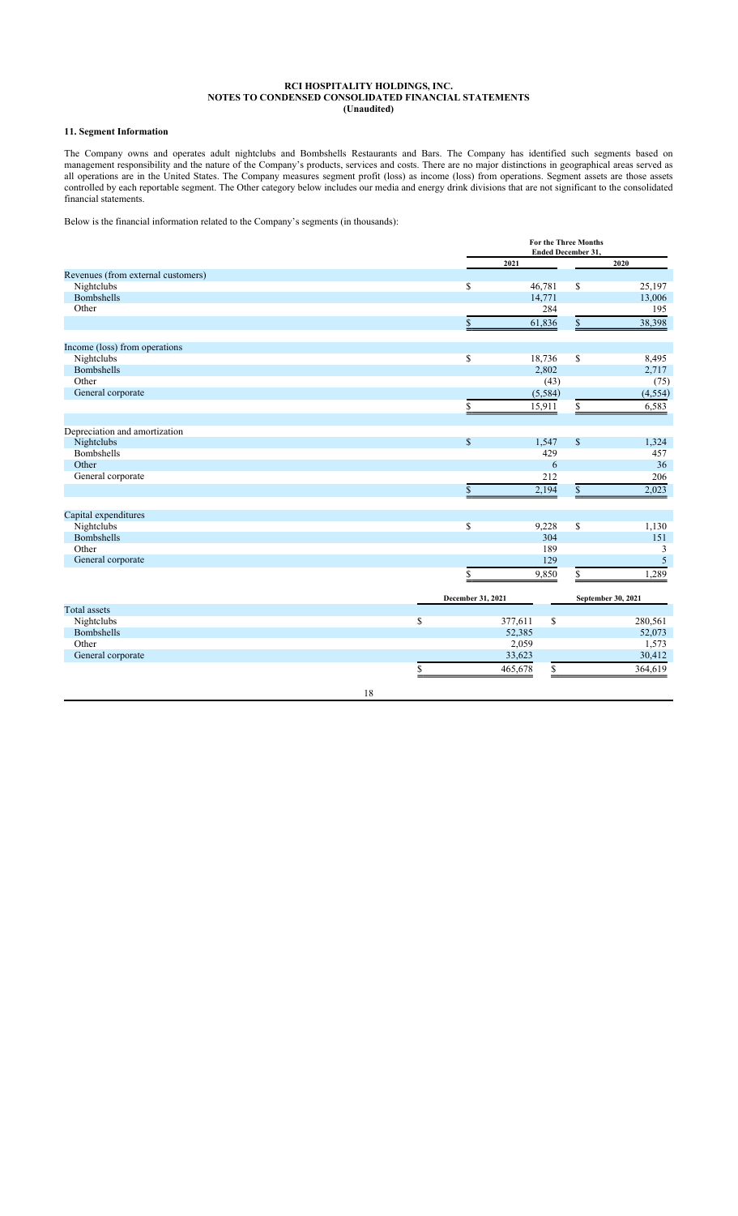**RCI HOSPITALITY HOLDINGS, INC.**
**NOTES TO CONDENSED CONSOLIDATED FINANCIAL STATEMENTS**
**(Unaudited)**

## 11. Segment Information

The Company owns and operates adult nightclubs and Bombshells Restaurants and Bars. The Company has identified such segments based on management responsibility and the nature of the Company's products, services and costs. There are no major distinctions in geographical areas served as all operations are in the United States. The Company measures segment profit (loss) as income (loss) from operations. Segment assets are those assets controlled by each reportable segment. The Other category below includes our media and energy drink divisions that are not significant to the consolidated financial statements.

Below is the financial information related to the Company's segments (in thousands):

| | For the Three Months Ended December 31, | |
|---|---|---|
| | 2021 | 2020 |
| **Revenues (from external customers)** | | |
| Nightclubs | $ 46,781 | $ 25,197 |
| Bombshells | 14,771 | 13,006 |
| Other | 284 | 195 |
| | $ 61,836 | $ 38,398 |
| **Income (loss) from operations** | | |
| Nightclubs | $ 18,736 | $ 8,495 |
| Bombshells | 2,802 | 2,717 |
| Other | (43) | (75) |
| General corporate | (5,584) | (4,554) |
| | $ 15,911 | $ 6,583 |
| **Depreciation and amortization** | | |
| Nightclubs | $ 1,547 | $ 1,324 |
| Bombshells | 429 | 457 |
| Other | 6 | 36 |
| General corporate | 212 | 206 |
| | $ 2,194 | $ 2,023 |
| **Capital expenditures** | | |
| Nightclubs | $ 9,228 | $ 1,130 |
| Bombshells | 304 | 151 |
| Other | 189 | 3 |
| General corporate | 129 | 5 |
| | $ 9,850 | $ 1,289 |

| | December 31, 2021 | September 30, 2021 |
|---|---|---|
| **Total assets** | | |
| Nightclubs | $ 377,611 | $ 280,561 |
| Bombshells | 52,385 | 52,073 |
| Other | 2,059 | 1,573 |
| General corporate | 33,623 | 30,412 |
| | $ 465,678 | $ 364,619 |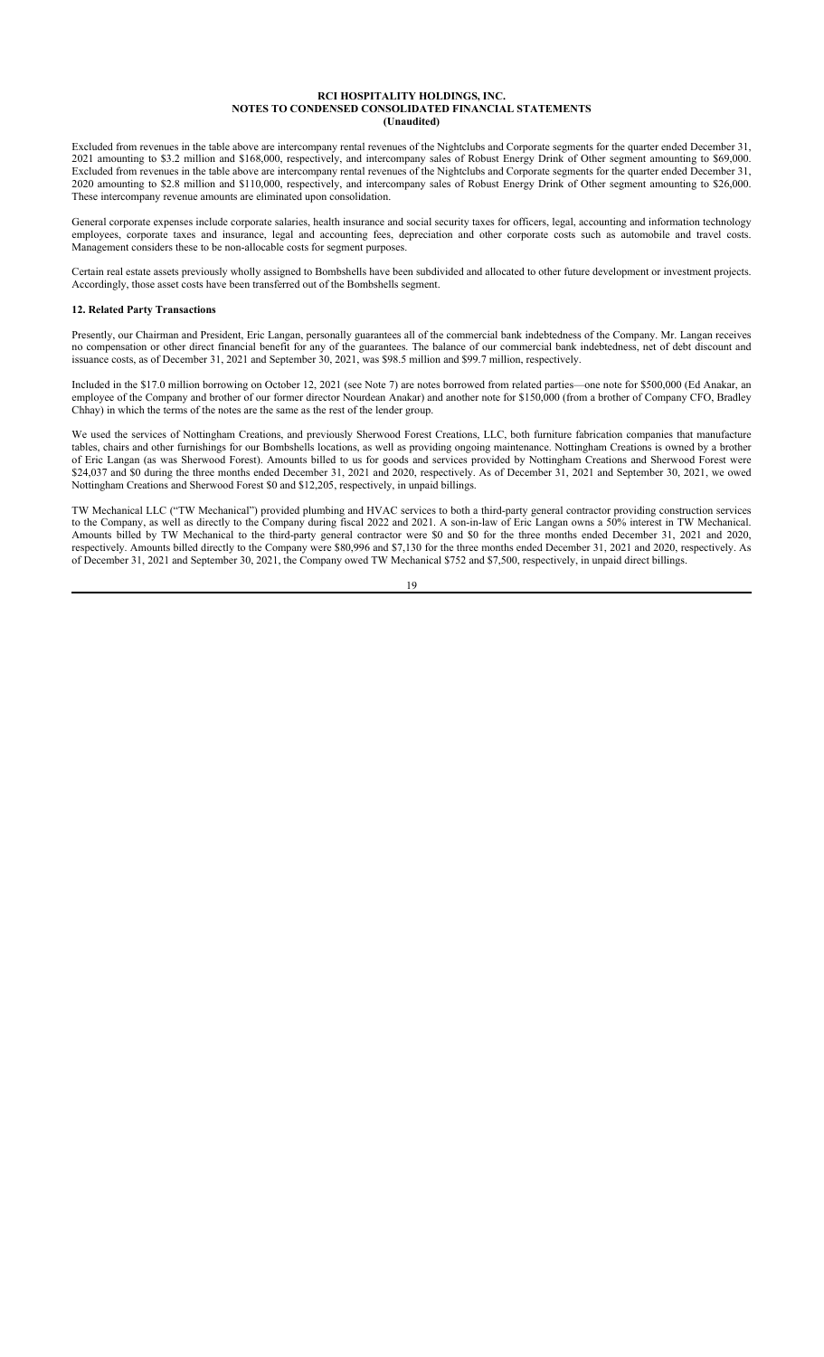Excluded from revenues in the table above are intercompany rental revenues of the Nightclubs and Corporate segments for the quarter ended December 31, 2021 amounting to $3.2 million and $168,000, respectively, and intercompany sales of Robust Energy Drink of Other segment amounting to $69,000. Excluded from revenues in the table above are intercompany rental revenues of the Nightclubs and Corporate segments for the quarter ended December 31, 2020 amounting to $2.8 million and $110,000, respectively, and intercompany sales of Robust Energy Drink of Other segment amounting to $26,000. These intercompany revenue amounts are eliminated upon consolidation.

General corporate expenses include corporate salaries, health insurance and social security taxes for officers, legal, accounting and information technology employees, corporate taxes and insurance, legal and accounting fees, depreciation and other corporate costs such as automobile and travel costs. Management considers these to be non-allocable costs for segment purposes.

Certain real estate assets previously wholly assigned to Bombshells have been subdivided and allocated to other future development or investment projects. Accordingly, those asset costs have been transferred out of the Bombshells segment.

**12. Related Party Transactions**

Presently, our Chairman and President, Eric Langan, personally guarantees all of the commercial bank indebtedness of the Company. Mr. Langan receives no compensation or other direct financial benefit for any of the guarantees. The balance of our commercial bank indebtedness, net of debt discount and issuance costs, as of December 31, 2021 and September 30, 2021, was $98.5 million and $99.7 million, respectively.

Included in the $17.0 million borrowing on October 12, 2021 (see Note 7) are notes borrowed from related parties—one note for $500,000 (Ed Anakar, an employee of the Company and brother of our former director Nourdean Anakar) and another note for $150,000 (from a brother of Company CFO, Bradley Chhay) in which the terms of the notes are the same as the rest of the lender group.

We used the services of Nottingham Creations, and previously Sherwood Forest Creations, LLC, both furniture fabrication companies that manufacture tables, chairs and other furnishings for our Bombshells locations, as well as providing ongoing maintenance. Nottingham Creations is owned by a brother of Eric Langan (as was Sherwood Forest). Amounts billed to us for goods and services provided by Nottingham Creations and Sherwood Forest were $24,037 and $0 during the three months ended December 31, 2021 and 2020, respectively. As of December 31, 2021 and September 30, 2021, we owed Nottingham Creations and Sherwood Forest $0 and $12,205, respectively, in unpaid billings.

TW Mechanical LLC ("TW Mechanical") provided plumbing and HVAC services to both a third-party general contractor providing construction services to the Company, as well as directly to the Company during fiscal 2022 and 2021. A son-in-law of Eric Langan owns a 50% interest in TW Mechanical. Amounts billed by TW Mechanical to the third-party general contractor were $0 and $0 for the three months ended December 31, 2021 and 2020, respectively. Amounts billed directly to the Company were $80,996 and $7,130 for the three months ended December 31, 2021 and 2020, respectively. As of December 31, 2021 and September 30, 2021, the Company owed TW Mechanical $752 and $7,500, respectively, in unpaid direct billings.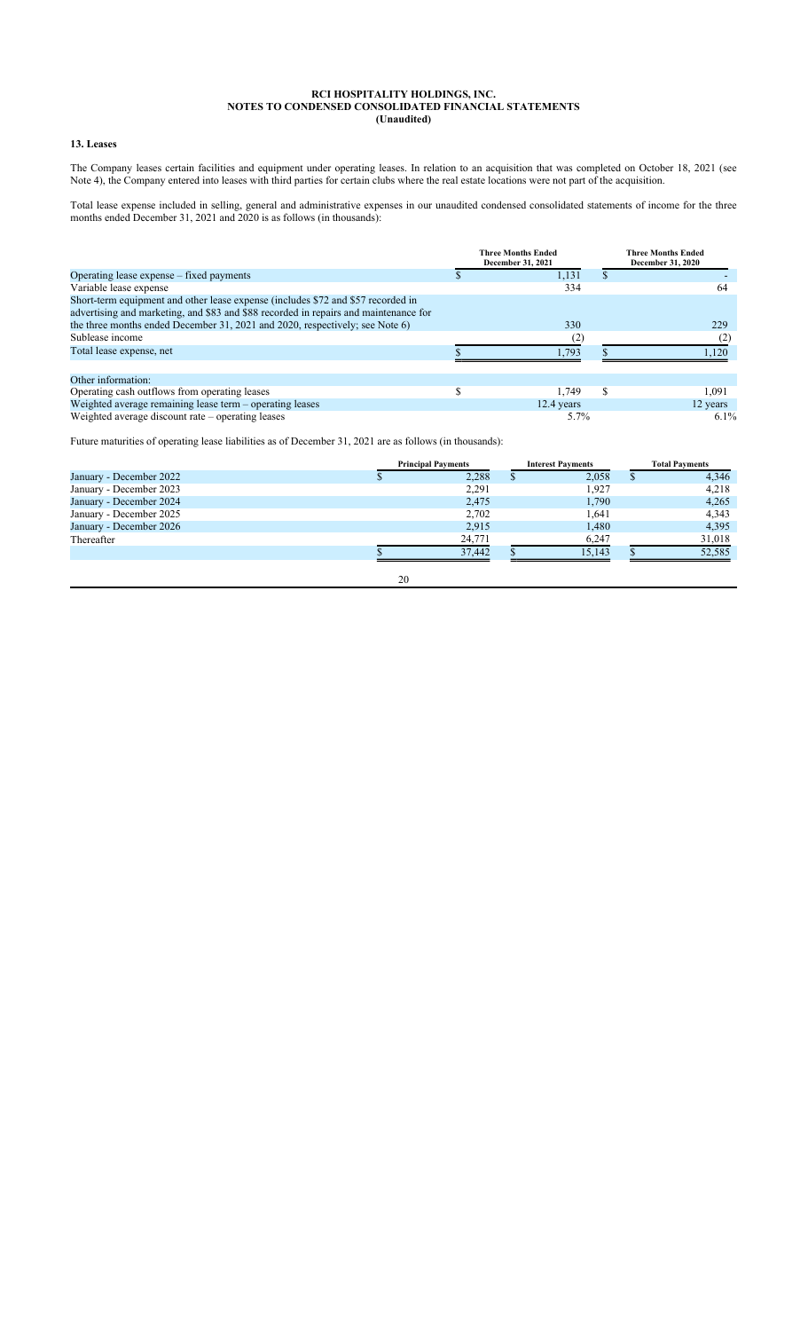**RCI HOSPITALITY HOLDINGS, INC.**
**NOTES TO CONDENSED CONSOLIDATED FINANCIAL STATEMENTS**
**(Unaudited)**

**13. Leases**

The Company leases certain facilities and equipment under operating leases. In relation to an acquisition that was completed on October 18, 2021 (see Note 4), the Company entered into leases with third parties for certain clubs where the real estate locations were not part of the acquisition.

Total lease expense included in selling, general and administrative expenses in our unaudited condensed consolidated statements of income for the three months ended December 31, 2021 and 2020 is as follows (in thousands):

| | Three Months Ended December 31, 2021 | Three Months Ended December 31, 2020 |
|---|---|---|
| Operating lease expense – fixed payments | $ 1,131 | $ - |
| Variable lease expense | 334 | 64 |
| Short-term equipment and other lease expense (includes $72 and $57 recorded in advertising and marketing, and $83 and $88 recorded in repairs and maintenance for the three months ended December 31, 2021 and 2020, respectively; see Note 6) | 330 | 229 |
| Sublease income | (2) | (2) |
| Total lease expense, net | $ 1,793 | $ 1,120 |
| | | |
| Other information: | | |
| Operating cash outflows from operating leases | $ 1,749 | $ 1,091 |
| Weighted average remaining lease term – operating leases | 12.4 years | 12 years |
| Weighted average discount rate – operating leases | 5.7% | 6.1% |

Future maturities of operating lease liabilities as of December 31, 2021 are as follows (in thousands):

| | Principal Payments | Interest Payments | Total Payments |
|---|---|---|---|
| January - December 2022 | $ 2,288 | $ 2,058 | $ 4,346 |
| January - December 2023 | 2,291 | 1,927 | 4,218 |
| January - December 2024 | 2,475 | 1,790 | 4,265 |
| January - December 2025 | 2,702 | 1,641 | 4,343 |
| January - December 2026 | 2,915 | 1,480 | 4,395 |
| Thereafter | 24,771 | 6,247 | 31,018 |
| | $ 37,442 | $ 15,143 | $ 52,585 |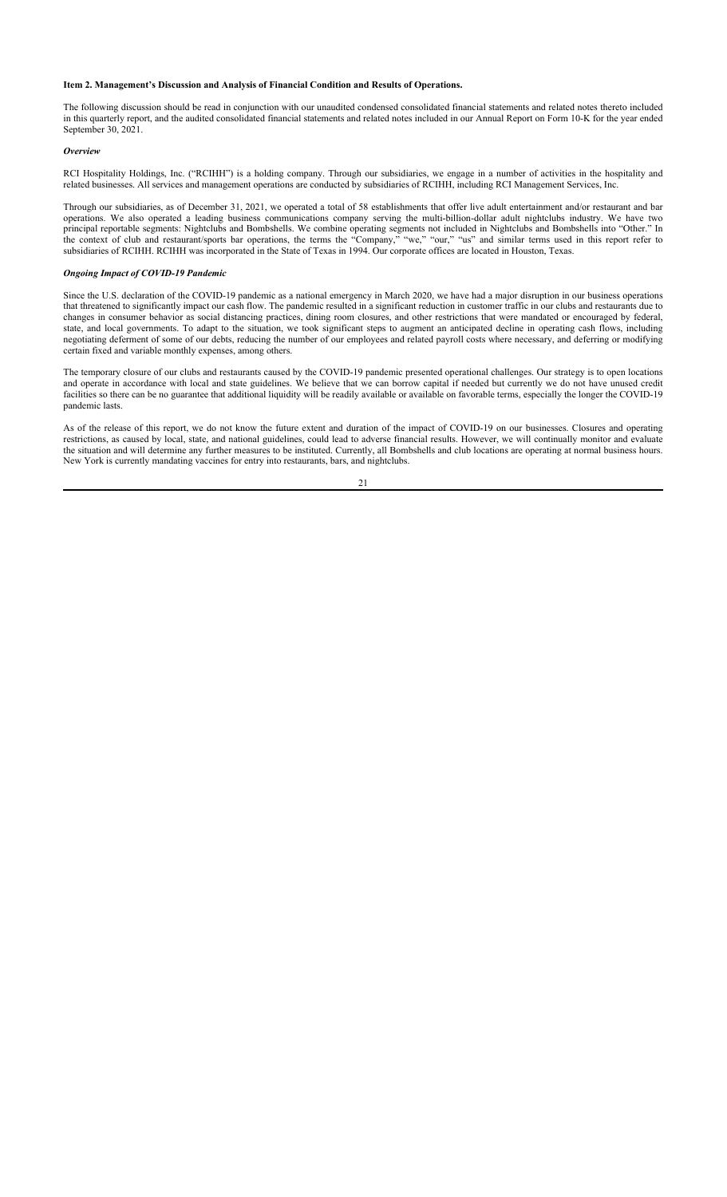**Item 2. Management's Discussion and Analysis of Financial Condition and Results of Operations.**

The following discussion should be read in conjunction with our unaudited condensed consolidated financial statements and related notes thereto included in this quarterly report, and the audited consolidated financial statements and related notes included in our Annual Report on Form 10-K for the year ended September 30, 2021.

***Overview***

RCI Hospitality Holdings, Inc. ("RCIHH") is a holding company. Through our subsidiaries, we engage in a number of activities in the hospitality and related businesses. All services and management operations are conducted by subsidiaries of RCIHH, including RCI Management Services, Inc.

Through our subsidiaries, as of December 31, 2021, we operated a total of 58 establishments that offer live adult entertainment and/or restaurant and bar operations. We also operated a leading business communications company serving the multi-billion-dollar adult nightclubs industry. We have two principal reportable segments: Nightclubs and Bombshells. We combine operating segments not included in Nightclubs and Bombshells into "Other." In the context of club and restaurant/sports bar operations, the terms the "Company," "we," "our," "us" and similar terms used in this report refer to subsidiaries of RCIHH. RCIHH was incorporated in the State of Texas in 1994. Our corporate offices are located in Houston, Texas.

***Ongoing Impact of COVID-19 Pandemic***

Since the U.S. declaration of the COVID-19 pandemic as a national emergency in March 2020, we have had a major disruption in our business operations that threatened to significantly impact our cash flow. The pandemic resulted in a significant reduction in customer traffic in our clubs and restaurants due to changes in consumer behavior as social distancing practices, dining room closures, and other restrictions that were mandated or encouraged by federal, state, and local governments. To adapt to the situation, we took significant steps to augment an anticipated decline in operating cash flows, including negotiating deferment of some of our debts, reducing the number of our employees and related payroll costs where necessary, and deferring or modifying certain fixed and variable monthly expenses, among others.

The temporary closure of our clubs and restaurants caused by the COVID-19 pandemic presented operational challenges. Our strategy is to open locations and operate in accordance with local and state guidelines. We believe that we can borrow capital if needed but currently we do not have unused credit facilities so there can be no guarantee that additional liquidity will be readily available or available on favorable terms, especially the longer the COVID-19 pandemic lasts.

As of the release of this report, we do not know the future extent and duration of the impact of COVID-19 on our businesses. Closures and operating restrictions, as caused by local, state, and national guidelines, could lead to adverse financial results. However, we will continually monitor and evaluate the situation and will determine any further measures to be instituted. Currently, all Bombshells and club locations are operating at normal business hours. New York is currently mandating vaccines for entry into restaurants, bars, and nightclubs.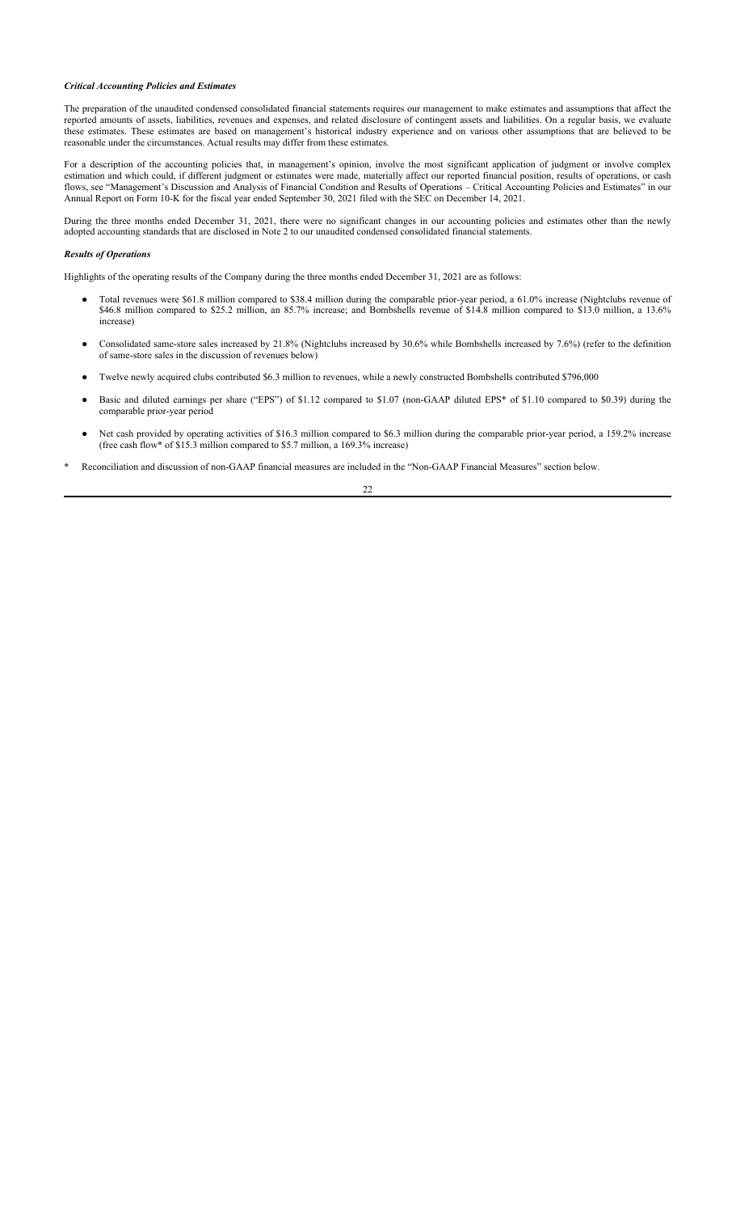### *Critical Accounting Policies and Estimates*

The preparation of the unaudited condensed consolidated financial statements requires our management to make estimates and assumptions that affect the reported amounts of assets, liabilities, revenues and expenses, and related disclosure of contingent assets and liabilities. On a regular basis, we evaluate these estimates. These estimates are based on management's historical industry experience and on various other assumptions that are believed to be reasonable under the circumstances. Actual results may differ from these estimates.

For a description of the accounting policies that, in management's opinion, involve the most significant application of judgment or involve complex estimation and which could, if different judgment or estimates were made, materially affect our reported financial position, results of operations, or cash flows, see "Management's Discussion and Analysis of Financial Condition and Results of Operations – Critical Accounting Policies and Estimates" in our Annual Report on Form 10-K for the fiscal year ended September 30, 2021 filed with the SEC on December 14, 2021.

During the three months ended December 31, 2021, there were no significant changes in our accounting policies and estimates other than the newly adopted accounting standards that are disclosed in Note 2 to our unaudited condensed consolidated financial statements.

### *Results of Operations*

Highlights of the operating results of the Company during the three months ended December 31, 2021 are as follows:

- Total revenues were $61.8 million compared to $38.4 million during the comparable prior-year period, a 61.0% increase (Nightclubs revenue of $46.8 million compared to $25.2 million, an 85.7% increase; and Bombshells revenue of $14.8 million compared to $13.0 million, a 13.6% increase)
- Consolidated same-store sales increased by 21.8% (Nightclubs increased by 30.6% while Bombshells increased by 7.6%) (refer to the definition of same-store sales in the discussion of revenues below)
- Twelve newly acquired clubs contributed $6.3 million to revenues, while a newly constructed Bombshells contributed $796,000
- Basic and diluted earnings per share ("EPS") of $1.12 compared to $1.07 (non-GAAP diluted EPS* of $1.10 compared to $0.39) during the comparable prior-year period
- Net cash provided by operating activities of $16.3 million compared to $6.3 million during the comparable prior-year period, a 159.2% increase (free cash flow* of $15.3 million compared to $5.7 million, a 169.3% increase)

\* Reconciliation and discussion of non-GAAP financial measures are included in the "Non-GAAP Financial Measures" section below.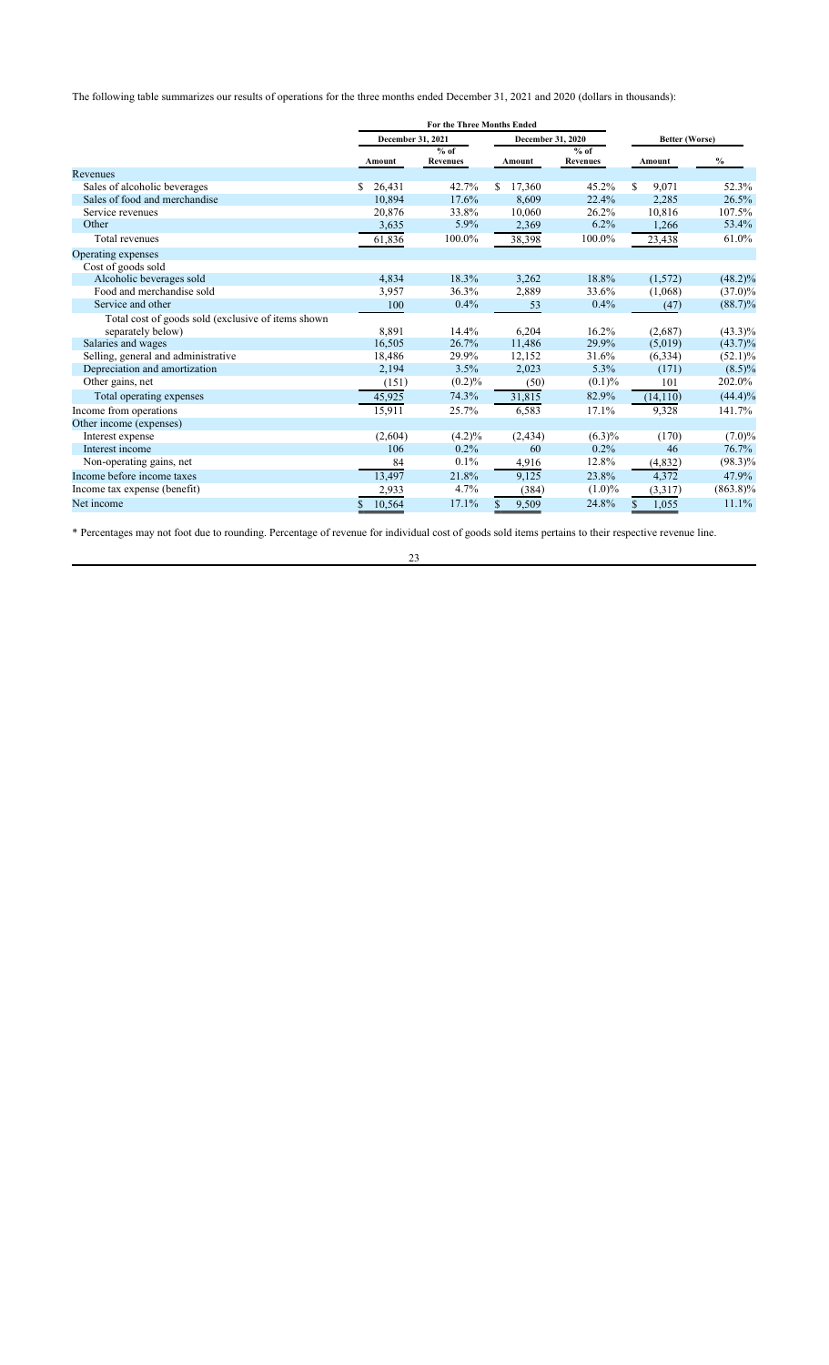The following table summarizes our results of operations for the three months ended December 31, 2021 and 2020 (dollars in thousands):

| | For the Three Months Ended | | | | | |
|---|---|---|---|---|---|---|
| | December 31, 2021 | | December 31, 2020 | | Better (Worse) | |
| | Amount | % of Revenues | Amount | % of Revenues | Amount | % |
| Revenues | | | | | | |
| Sales of alcoholic beverages | $ 26,431 | 42.7% | $ 17,360 | 45.2% | $ 9,071 | 52.3% |
| Sales of food and merchandise | 10,894 | 17.6% | 8,609 | 22.4% | 2,285 | 26.5% |
| Service revenues | 20,876 | 33.8% | 10,060 | 26.2% | 10,816 | 107.5% |
| Other | 3,635 | 5.9% | 2,369 | 6.2% | 1,266 | 53.4% |
| Total revenues | 61,836 | 100.0% | 38,398 | 100.0% | 23,438 | 61.0% |
| Operating expenses | | | | | | |
| Cost of goods sold | | | | | | |
| Alcoholic beverages sold | 4,834 | 18.3% | 3,262 | 18.8% | (1,572) | (48.2)% |
| Food and merchandise sold | 3,957 | 36.3% | 2,889 | 33.6% | (1,068) | (37.0)% |
| Service and other | 100 | 0.4% | 53 | 0.4% | (47) | (88.7)% |
| Total cost of goods sold (exclusive of items shown separately below) | 8,891 | 14.4% | 6,204 | 16.2% | (2,687) | (43.3)% |
| Salaries and wages | 16,505 | 26.7% | 11,486 | 29.9% | (5,019) | (43.7)% |
| Selling, general and administrative | 18,486 | 29.9% | 12,152 | 31.6% | (6,334) | (52.1)% |
| Depreciation and amortization | 2,194 | 3.5% | 2,023 | 5.3% | (171) | (8.5)% |
| Other gains, net | (151) | (0.2)% | (50) | (0.1)% | 101 | 202.0% |
| Total operating expenses | 45,925 | 74.3% | 31,815 | 82.9% | (14,110) | (44.4)% |
| Income from operations | 15,911 | 25.7% | 6,583 | 17.1% | 9,328 | 141.7% |
| Other income (expenses) | | | | | | |
| Interest expense | (2,604) | (4.2)% | (2,434) | (6.3)% | (170) | (7.0)% |
| Interest income | 106 | 0.2% | 60 | 0.2% | 46 | 76.7% |
| Non-operating gains, net | 84 | 0.1% | 4,916 | 12.8% | (4,832) | (98.3)% |
| Income before income taxes | 13,497 | 21.8% | 9,125 | 23.8% | 4,372 | 47.9% |
| Income tax expense (benefit) | 2,933 | 4.7% | (384) | (1.0)% | (3,317) | (863.8)% |
| Net income | $ 10,564 | 17.1% | $ 9,509 | 24.8% | $ 1,055 | 11.1% |

* Percentages may not foot due to rounding. Percentage of revenue for individual cost of goods sold items pertains to their respective revenue line.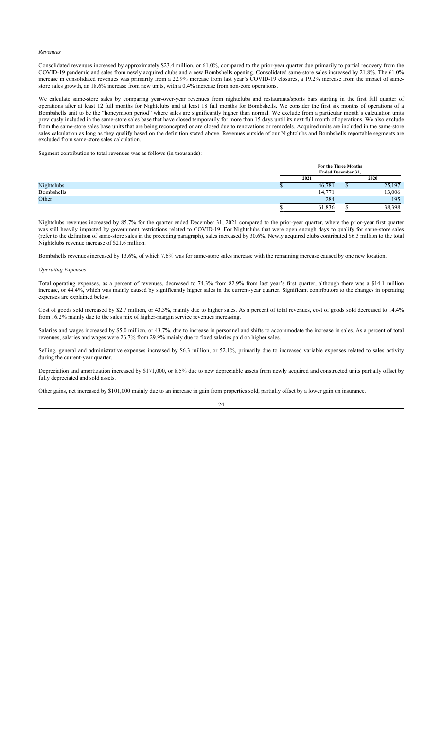*Revenues*

Consolidated revenues increased by approximately $23.4 million, or 61.0%, compared to the prior-year quarter due primarily to partial recovery from the COVID-19 pandemic and sales from newly acquired clubs and a new Bombshells opening. Consolidated same-store sales increased by 21.8%. The 61.0% increase in consolidated revenues was primarily from a 22.9% increase from last year's COVID-19 closures, a 19.2% increase from the impact of same-store sales growth, an 18.6% increase from new units, with a 0.4% increase from non-core operations.

We calculate same-store sales by comparing year-over-year revenues from nightclubs and restaurants/sports bars starting in the first full quarter of operations after at least 12 full months for Nightclubs and at least 18 full months for Bombshells. We consider the first six months of operations of a Bombshells unit to be the "honeymoon period" where sales are significantly higher than normal. We exclude from a particular month's calculation units previously included in the same-store sales base that have closed temporarily for more than 15 days until its next full month of operations. We also exclude from the same-store sales base units that are being reconcepted or are closed due to renovations or remodels. Acquired units are included in the same-store sales calculation as long as they qualify based on the definition stated above. Revenues outside of our Nightclubs and Bombshells reportable segments are excluded from same-store sales calculation.

Segment contribution to total revenues was as follows (in thousands):

| | For the Three Months Ended December 31, | |
|---|---|---|
| | 2021 | 2020 |
| Nightclubs | $ 46,781 | $ 25,197 |
| Bombshells | 14,771 | 13,006 |
| Other | 284 | 195 |
| | $ 61,836 | $ 38,398 |

Nightclubs revenues increased by 85.7% for the quarter ended December 31, 2021 compared to the prior-year quarter, where the prior-year first quarter was still heavily impacted by government restrictions related to COVID-19. For Nightclubs that were open enough days to qualify for same-store sales (refer to the definition of same-store sales in the preceding paragraph), sales increased by 30.6%. Newly acquired clubs contributed $6.3 million to the total Nightclubs revenue increase of $21.6 million.

Bombshells revenues increased by 13.6%, of which 7.6% was for same-store sales increase with the remaining increase caused by one new location.

*Operating Expenses*

Total operating expenses, as a percent of revenues, decreased to 74.3% from 82.9% from last year's first quarter, although there was a $14.1 million increase, or 44.4%, which was mainly caused by significantly higher sales in the current-year quarter. Significant contributors to the changes in operating expenses are explained below.

Cost of goods sold increased by $2.7 million, or 43.3%, mainly due to higher sales. As a percent of total revenues, cost of goods sold decreased to 14.4% from 16.2% mainly due to the sales mix of higher-margin service revenues increasing.

Salaries and wages increased by $5.0 million, or 43.7%, due to increase in personnel and shifts to accommodate the increase in sales. As a percent of total revenues, salaries and wages were 26.7% from 29.9% mainly due to fixed salaries paid on higher sales.

Selling, general and administrative expenses increased by $6.3 million, or 52.1%, primarily due to increased variable expenses related to sales activity during the current-year quarter.

Depreciation and amortization increased by $171,000, or 8.5% due to new depreciable assets from newly acquired and constructed units partially offset by fully depreciated and sold assets.

Other gains, net increased by $101,000 mainly due to an increase in gain from properties sold, partially offset by a lower gain on insurance.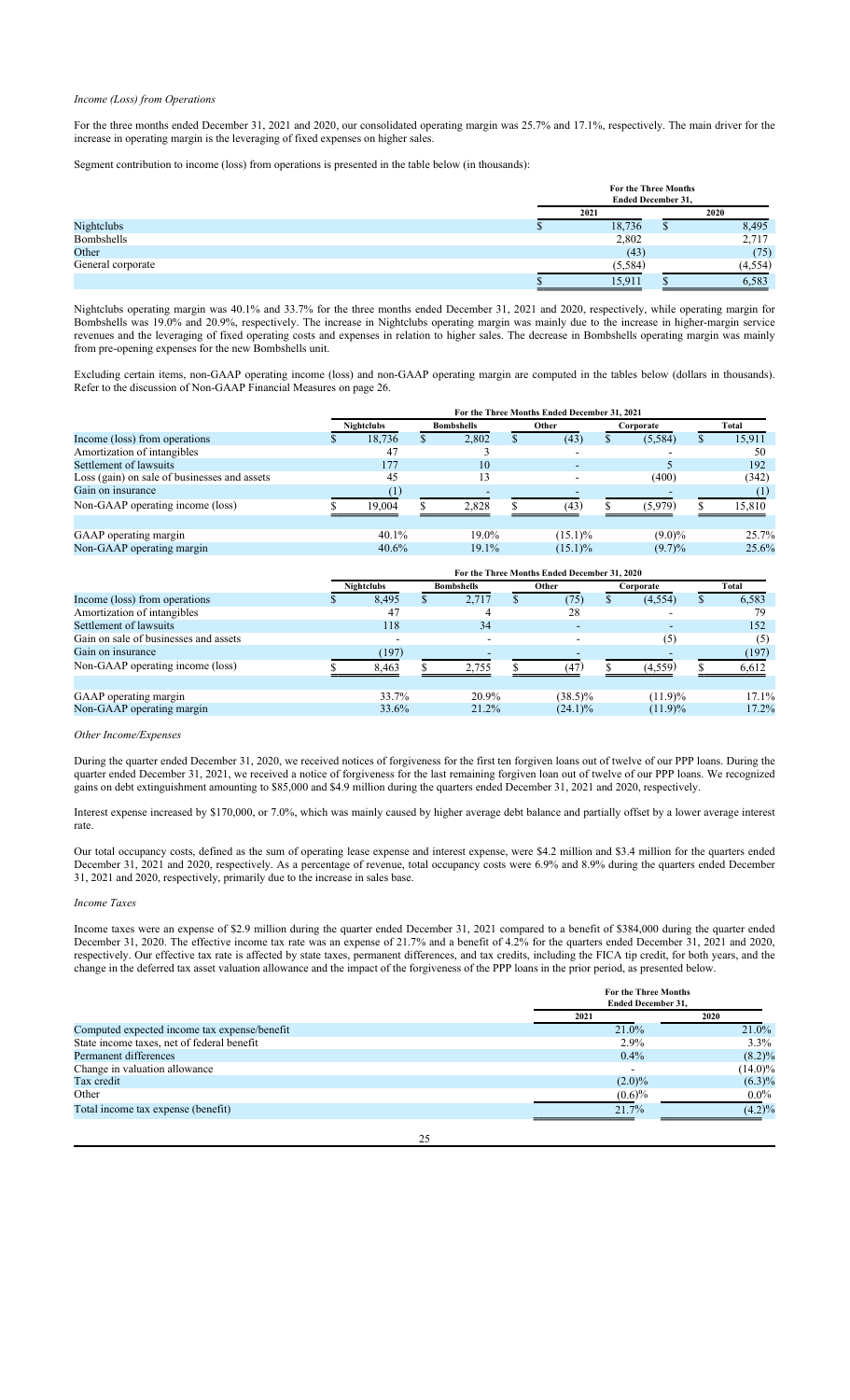*Income (Loss) from Operations*

For the three months ended December 31, 2021 and 2020, our consolidated operating margin was 25.7% and 17.1%, respectively. The main driver for the increase in operating margin is the leveraging of fixed expenses on higher sales.

Segment contribution to income (loss) from operations is presented in the table below (in thousands):

| | For the Three Months Ended December 31, | |
|---|---|---|
| | 2021 | 2020 |
| Nightclubs | $ 18,736 | $ 8,495 |
| Bombshells | 2,802 | 2,717 |
| Other | (43) | (75) |
| General corporate | (5,584) | (4,554) |
| | $ 15,911 | $ 6,583 |

Nightclubs operating margin was 40.1% and 33.7% for the three months ended December 31, 2021 and 2020, respectively, while operating margin for Bombshells was 19.0% and 20.9%, respectively. The increase in Nightclubs operating margin was mainly due to the increase in higher-margin service revenues and the leveraging of fixed operating costs and expenses in relation to higher sales. The decrease in Bombshells operating margin was mainly from pre-opening expenses for the new Bombshells unit.

Excluding certain items, non-GAAP operating income (loss) and non-GAAP operating margin are computed in the tables below (dollars in thousands). Refer to the discussion of Non-GAAP Financial Measures on page 26.

| | For the Three Months Ended December 31, 2021 | | | | |
|---|---|---|---|---|---|
| | Nightclubs | Bombshells | Other | Corporate | Total |
| Income (loss) from operations | $ 18,736 | $ 2,802 | $ (43) | $ (5,584) | $ 15,911 |
| Amortization of intangibles | 47 | 3 | - | - | 50 |
| Settlement of lawsuits | 177 | 10 | - | 5 | 192 |
| Loss (gain) on sale of businesses and assets | 45 | 13 | - | (400) | (342) |
| Gain on insurance | (1) | - | - | - | (1) |
| Non-GAAP operating income (loss) | $ 19,004 | $ 2,828 | $ (43) | $ (5,979) | $ 15,810 |
| | | | | | |
| GAAP operating margin | 40.1% | 19.0% | (15.1)% | (9.0)% | 25.7% |
| Non-GAAP operating margin | 40.6% | 19.1% | (15.1)% | (9.7)% | 25.6% |

| | For the Three Months Ended December 31, 2020 | | | | |
|---|---|---|---|---|---|
| | Nightclubs | Bombshells | Other | Corporate | Total |
| Income (loss) from operations | $ 8,495 | $ 2,717 | $ (75) | $ (4,554) | $ 6,583 |
| Amortization of intangibles | 47 | 4 | 28 | - | 79 |
| Settlement of lawsuits | 118 | 34 | - | - | 152 |
| Gain on sale of businesses and assets | - | - | - | (5) | (5) |
| Gain on insurance | (197) | - | - | - | (197) |
| Non-GAAP operating income (loss) | $ 8,463 | $ 2,755 | $ (47) | $ (4,559) | $ 6,612 |
| | | | | | |
| GAAP operating margin | 33.7% | 20.9% | (38.5)% | (11.9)% | 17.1% |
| Non-GAAP operating margin | 33.6% | 21.2% | (24.1)% | (11.9)% | 17.2% |

*Other Income/Expenses*

During the quarter ended December 31, 2020, we received notices of forgiveness for the first ten forgiven loans out of twelve of our PPP loans. During the quarter ended December 31, 2021, we received a notice of forgiveness for the last remaining forgiven loan out of twelve of our PPP loans. We recognized gains on debt extinguishment amounting to $85,000 and $4.9 million during the quarters ended December 31, 2021 and 2020, respectively.

Interest expense increased by $170,000, or 7.0%, which was mainly caused by higher average debt balance and partially offset by a lower average interest rate.

Our total occupancy costs, defined as the sum of operating lease expense and interest expense, were $4.2 million and $3.4 million for the quarters ended December 31, 2021 and 2020, respectively. As a percentage of revenue, total occupancy costs were 6.9% and 8.9% during the quarters ended December 31, 2021 and 2020, respectively, primarily due to the increase in sales base.

*Income Taxes*

Income taxes were an expense of $2.9 million during the quarter ended December 31, 2021 compared to a benefit of $384,000 during the quarter ended December 31, 2020. The effective income tax rate was an expense of 21.7% and a benefit of 4.2% for the quarters ended December 31, 2021 and 2020, respectively. Our effective tax rate is affected by state taxes, permanent differences, and tax credits, including the FICA tip credit, for both years, and the change in the deferred tax asset valuation allowance and the impact of the forgiveness of the PPP loans in the prior period, as presented below.

| | For the Three Months Ended December 31, | |
|---|---|---|
| | 2021 | 2020 |
| Computed expected income tax expense/benefit | 21.0% | 21.0% |
| State income taxes, net of federal benefit | 2.9% | 3.3% |
| Permanent differences | 0.4% | (8.2)% |
| Change in valuation allowance | - | (14.0)% |
| Tax credit | (2.0)% | (6.3)% |
| Other | (0.6)% | 0.0% |
| Total income tax expense (benefit) | 21.7% | (4.2)% |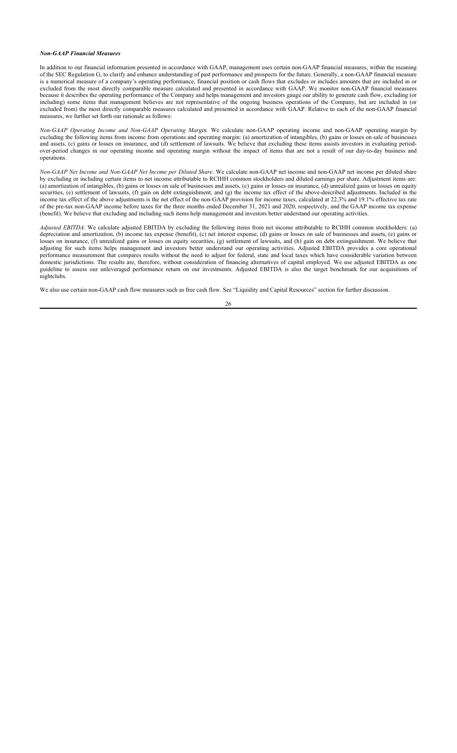***Non-GAAP Financial Measures***

In addition to our financial information presented in accordance with GAAP, management uses certain non-GAAP financial measures, within the meaning of the SEC Regulation G, to clarify and enhance understanding of past performance and prospects for the future. Generally, a non-GAAP financial measure is a numerical measure of a company's operating performance, financial position or cash flows that excludes or includes amounts that are included in or excluded from the most directly comparable measure calculated and presented in accordance with GAAP. We monitor non-GAAP financial measures because it describes the operating performance of the Company and helps management and investors gauge our ability to generate cash flow, excluding (or including) some items that management believes are not representative of the ongoing business operations of the Company, but are included in (or excluded from) the most directly comparable measures calculated and presented in accordance with GAAP. Relative to each of the non-GAAP financial measures, we further set forth our rationale as follows:

*Non-GAAP Operating Income and Non-GAAP Operating Margin.* We calculate non-GAAP operating income and non-GAAP operating margin by excluding the following items from income from operations and operating margin: (a) amortization of intangibles, (b) gains or losses on sale of businesses and assets, (c) gains or losses on insurance, and (d) settlement of lawsuits. We believe that excluding these items assists investors in evaluating period-over-period changes in our operating income and operating margin without the impact of items that are not a result of our day-to-day business and operations.

*Non-GAAP Net Income and Non-GAAP Net Income per Diluted Share*. We calculate non-GAAP net income and non-GAAP net income per diluted share by excluding or including certain items to net income attributable to RCIHH common stockholders and diluted earnings per share. Adjustment items are: (a) amortization of intangibles, (b) gains or losses on sale of businesses and assets, (c) gains or losses on insurance, (d) unrealized gains or losses on equity securities, (e) settlement of lawsuits, (f) gain on debt extinguishment, and (g) the income tax effect of the above-described adjustments. Included in the income tax effect of the above adjustments is the net effect of the non-GAAP provision for income taxes, calculated at 22.3% and 19.1% effective tax rate of the pre-tax non-GAAP income before taxes for the three months ended December 31, 2021 and 2020, respectively, and the GAAP income tax expense (benefit). We believe that excluding and including such items help management and investors better understand our operating activities.

*Adjusted EBITDA*. We calculate adjusted EBITDA by excluding the following items from net income attributable to RCIHH common stockholders: (a) depreciation and amortization, (b) income tax expense (benefit), (c) net interest expense, (d) gains or losses on sale of businesses and assets, (e) gains or losses on insurance, (f) unrealized gains or losses on equity securities, (g) settlement of lawsuits, and (h) gain on debt extinguishment. We believe that adjusting for such items helps management and investors better understand our operating activities. Adjusted EBITDA provides a core operational performance measurement that compares results without the need to adjust for federal, state and local taxes which have considerable variation between domestic jurisdictions. The results are, therefore, without consideration of financing alternatives of capital employed. We use adjusted EBITDA as one guideline to assess our unleveraged performance return on our investments. Adjusted EBITDA is also the target benchmark for our acquisitions of nightclubs.

We also use certain non-GAAP cash flow measures such as free cash flow. See "Liquidity and Capital Resources" section for further discussion.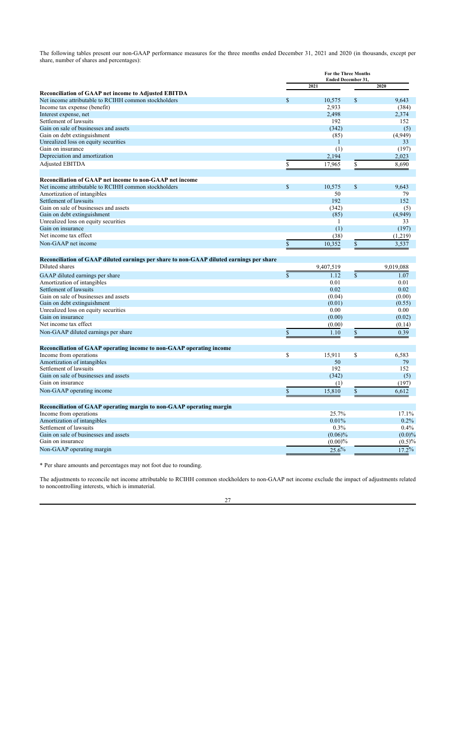The following tables present our non-GAAP performance measures for the three months ended December 31, 2021 and 2020 (in thousands, except per share, number of shares and percentages):

| | For the Three Months Ended December 31, | |
|---|---|---|
| | 2021 | 2020 |
| **Reconciliation of GAAP net income to Adjusted EBITDA** | | |
| Net income attributable to RCIHH common stockholders | $ 10,575 | $ 9,643 |
| Income tax expense (benefit) | 2,933 | (384) |
| Interest expense, net | 2,498 | 2,374 |
| Settlement of lawsuits | 192 | 152 |
| Gain on sale of businesses and assets | (342) | (5) |
| Gain on debt extinguishment | (85) | (4,949) |
| Unrealized loss on equity securities | 1 | 33 |
| Gain on insurance | (1) | (197) |
| Depreciation and amortization | 2,194 | 2,023 |
| Adjusted EBITDA | $ 17,965 | $ 8,690 |
| | | |
| **Reconciliation of GAAP net income to non-GAAP net income** | | |
| Net income attributable to RCIHH common stockholders | $ 10,575 | $ 9,643 |
| Amortization of intangibles | 50 | 79 |
| Settlement of lawsuits | 192 | 152 |
| Gain on sale of businesses and assets | (342) | (5) |
| Gain on debt extinguishment | (85) | (4,949) |
| Unrealized loss on equity securities | 1 | 33 |
| Gain on insurance | (1) | (197) |
| Net income tax effect | (38) | (1,219) |
| Non-GAAP net income | $ 10,352 | $ 3,537 |
| | | |
| **Reconciliation of GAAP diluted earnings per share to non-GAAP diluted earnings per share** | | |
| Diluted shares | 9,407,519 | 9,019,088 |
| GAAP diluted earnings per share | $ 1.12 | $ 1.07 |
| Amortization of intangibles | 0.01 | 0.01 |
| Settlement of lawsuits | 0.02 | 0.02 |
| Gain on sale of businesses and assets | (0.04) | (0.00) |
| Gain on debt extinguishment | (0.01) | (0.55) |
| Unrealized loss on equity securities | 0.00 | 0.00 |
| Gain on insurance | (0.00) | (0.02) |
| Net income tax effect | (0.00) | (0.14) |
| Non-GAAP diluted earnings per share | $ 1.10 | $ 0.39 |
| | | |
| **Reconciliation of GAAP operating income to non-GAAP operating income** | | |
| Income from operations | $ 15,911 | $ 6,583 |
| Amortization of intangibles | 50 | 79 |
| Settlement of lawsuits | 192 | 152 |
| Gain on sale of businesses and assets | (342) | (5) |
| Gain on insurance | (1) | (197) |
| Non-GAAP operating income | $ 15,810 | $ 6,612 |
| | | |
| **Reconciliation of GAAP operating margin to non-GAAP operating margin** | | |
| Income from operations | 25.7% | 17.1% |
| Amortization of intangibles | 0.01% | 0.2% |
| Settlement of lawsuits | 0.3% | 0.4% |
| Gain on sale of businesses and assets | (0.06)% | (0.0)% |
| Gain on insurance | (0.00)% | (0.5)% |
| Non-GAAP operating margin | 25.6% | 17.2% |

* Per share amounts and percentages may not foot due to rounding.

The adjustments to reconcile net income attributable to RCIHH common stockholders to non-GAAP net income exclude the impact of adjustments related to noncontrolling interests, which is immaterial.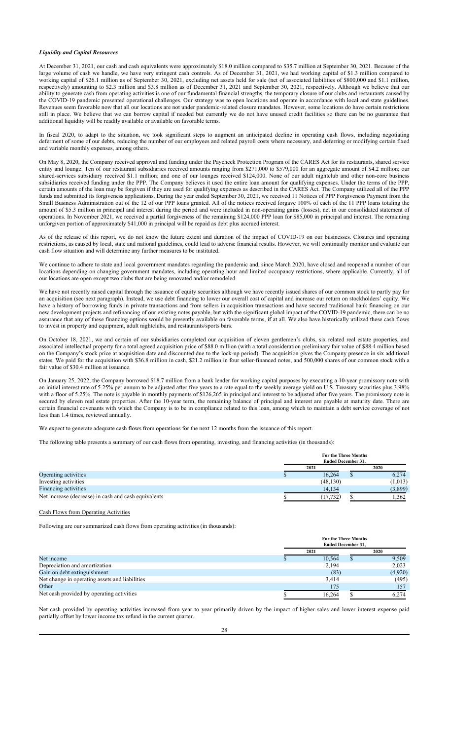### *Liquidity and Capital Resources*

At December 31, 2021, our cash and cash equivalents were approximately $18.0 million compared to $35.7 million at September 30, 2021. Because of the large volume of cash we handle, we have very stringent cash controls. As of December 31, 2021, we had working capital of $1.3 million compared to working capital of $26.1 million as of September 30, 2021, excluding net assets held for sale (net of associated liabilities of $800,000 and $1.1 million, respectively) amounting to $2.3 million and $3.8 million as of December 31, 2021 and September 30, 2021, respectively. Although we believe that our ability to generate cash from operating activities is one of our fundamental financial strengths, the temporary closure of our clubs and restaurants caused by the COVID-19 pandemic presented operational challenges. Our strategy was to open locations and operate in accordance with local and state guidelines. Revenues seem favorable now that all our locations are not under pandemic-related closure mandates. However, some locations do have certain restrictions still in place. We believe that we can borrow capital if needed but currently we do not have unused credit facilities so there can be no guarantee that additional liquidity will be readily available or available on favorable terms.

In fiscal 2020, to adapt to the situation, we took significant steps to augment an anticipated decline in operating cash flows, including negotiating deferment of some of our debts, reducing the number of our employees and related payroll costs where necessary, and deferring or modifying certain fixed and variable monthly expenses, among others.

On May 8, 2020, the Company received approval and funding under the Paycheck Protection Program of the CARES Act for its restaurants, shared service entity and lounge. Ten of our restaurant subsidiaries received amounts ranging from $271,000 to $579,000 for an aggregate amount of $4.2 million; our shared-services subsidiary received $1.1 million; and one of our lounges received $124,000. None of our adult nightclub and other non-core business subsidiaries received funding under the PPP. The Company believes it used the entire loan amount for qualifying expenses. Under the terms of the PPP, certain amounts of the loan may be forgiven if they are used for qualifying expenses as described in the CARES Act. The Company utilized all of the PPP funds and submitted its forgiveness applications. During the year ended September 30, 2021, we received 11 Notices of PPP Forgiveness Payment from the Small Business Administration out of the 12 of our PPP loans granted. All of the notices received forgave 100% of each of the 11 PPP loans totaling the amount of $5.3 million in principal and interest during the period and were included in non-operating gains (losses), net in our consolidated statement of operations. In November 2021, we received a partial forgiveness of the remaining $124,000 PPP loan for $85,000 in principal and interest. The remaining unforgiven portion of approximately $41,000 will be repaid as debt plus accrued interest.

As of the release of this report, we do not know the future extent and duration of the impact of COVID-19 on our businesses. Closures and operating restrictions, as caused by local, state and national guidelines, could lead to adverse financial results. However, we will continually monitor and evaluate our cash flow situation and will determine any further measures to be instituted.

We continue to adhere to state and local government mandates regarding the pandemic and, since March 2020, have closed and reopened a number of our locations depending on changing government mandates, including operating hour and limited occupancy restrictions, where applicable. Currently, all of our locations are open except two clubs that are being renovated and/or remodeled.

We have not recently raised capital through the issuance of equity securities although we have recently issued shares of our common stock to partly pay for an acquisition (see next paragraph). Instead, we use debt financing to lower our overall cost of capital and increase our return on stockholders' equity. We have a history of borrowing funds in private transactions and from sellers in acquisition transactions and have secured traditional bank financing on our new development projects and refinancing of our existing notes payable, but with the significant global impact of the COVID-19 pandemic, there can be no assurance that any of these financing options would be presently available on favorable terms, if at all. We also have historically utilized these cash flows to invest in property and equipment, adult nightclubs, and restaurants/sports bars.

On October 18, 2021, we and certain of our subsidiaries completed our acquisition of eleven gentlemen's clubs, six related real estate properties, and associated intellectual property for a total agreed acquisition price of $88.0 million (with a total consideration preliminary fair value of $88.4 million based on the Company's stock price at acquisition date and discounted due to the lock-up period). The acquisition gives the Company presence in six additional states. We paid for the acquisition with $36.8 million in cash, $21.2 million in four seller-financed notes, and 500,000 shares of our common stock with a fair value of $30.4 million at issuance.

On January 25, 2022, the Company borrowed $18.7 million from a bank lender for working capital purposes by executing a 10-year promissory note with an initial interest rate of 5.25% per annum to be adjusted after five years to a rate equal to the weekly average yield on U.S. Treasury securities plus 3.98% with a floor of 5.25%. The note is payable in monthly payments of $126,265 in principal and interest to be adjusted after five years. The promissory note is secured by eleven real estate properties. After the 10-year term, the remaining balance of principal and interest are payable at maturity date. There are certain financial covenants with which the Company is to be in compliance related to this loan, among which to maintain a debt service coverage of not less than 1.4 times, reviewed annually.

We expect to generate adequate cash flows from operations for the next 12 months from the issuance of this report.

The following table presents a summary of our cash flows from operating, investing, and financing activities (in thousands):

| | For the Three Months Ended December 31, | |
|---|---|---|
| | 2021 | 2020 |
| Operating activities | $ 16,264 | $ 6,274 |
| Investing activities | (48,130) | (1,013) |
| Financing activities | 14,134 | (3,899) |
| Net increase (decrease) in cash and cash equivalents | $ (17,732) | $ 1,362 |

Cash Flows from Operating Activities

Following are our summarized cash flows from operating activities (in thousands):

| | For the Three Months Ended December 31, | |
|---|---|---|
| | 2021 | 2020 |
| Net income | $ 10,564 | $ 9,509 |
| Depreciation and amortization | 2,194 | 2,023 |
| Gain on debt extinguishment | (83) | (4,920) |
| Net change in operating assets and liabilities | 3,414 | (495) |
| Other | 175 | 157 |
| Net cash provided by operating activities | $ 16,264 | $ 6,274 |

Net cash provided by operating activities increased from year to year primarily driven by the impact of higher sales and lower interest expense paid partially offset by lower income tax refund in the current quarter.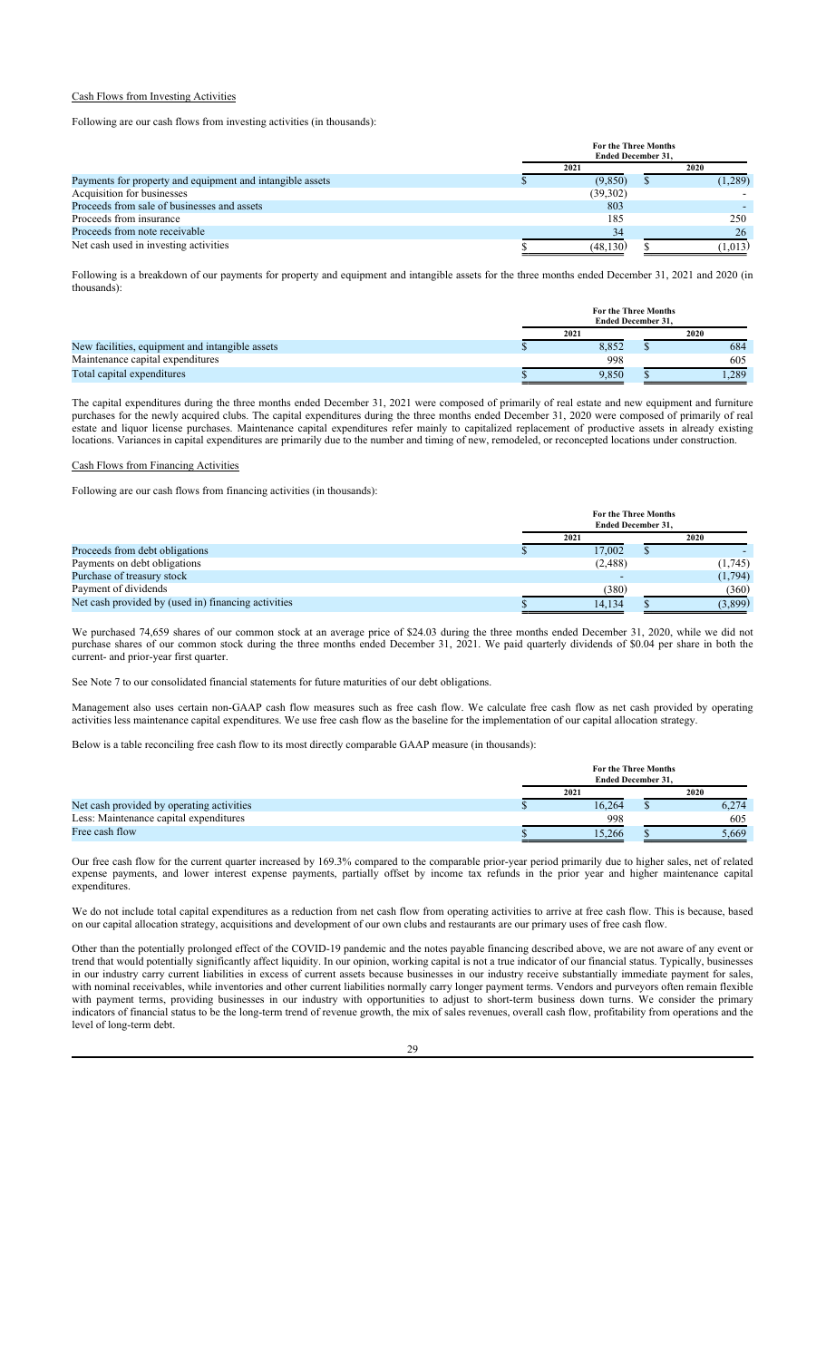Cash Flows from Investing Activities

Following are our cash flows from investing activities (in thousands):

| | For the Three Months Ended December 31, | |
|---|---|---|
| | 2021 | 2020 |
| Payments for property and equipment and intangible assets | $ (9,850) | $ (1,289) |
| Acquisition for businesses | (39,302) | - |
| Proceeds from sale of businesses and assets | 803 | - |
| Proceeds from insurance | 185 | 250 |
| Proceeds from note receivable | 34 | 26 |
| Net cash used in investing activities | $ (48,130) | $ (1,013) |

Following is a breakdown of our payments for property and equipment and intangible assets for the three months ended December 31, 2021 and 2020 (in thousands):

| | For the Three Months Ended December 31, | |
|---|---|---|
| | 2021 | 2020 |
| New facilities, equipment and intangible assets | $ 8,852 | $ 684 |
| Maintenance capital expenditures | 998 | 605 |
| Total capital expenditures | $ 9,850 | $ 1,289 |

The capital expenditures during the three months ended December 31, 2021 were composed of primarily of real estate and new equipment and furniture purchases for the newly acquired clubs. The capital expenditures during the three months ended December 31, 2020 were composed of primarily of real estate and liquor license purchases. Maintenance capital expenditures refer mainly to capitalized replacement of productive assets in already existing locations. Variances in capital expenditures are primarily due to the number and timing of new, remodeled, or reconcepted locations under construction.

Cash Flows from Financing Activities

Following are our cash flows from financing activities (in thousands):

| | For the Three Months Ended December 31, | |
|---|---|---|
| | 2021 | 2020 |
| Proceeds from debt obligations | $ 17,002 | $ - |
| Payments on debt obligations | (2,488) | (1,745) |
| Purchase of treasury stock | - | (1,794) |
| Payment of dividends | (380) | (360) |
| Net cash provided by (used in) financing activities | $ 14,134 | $ (3,899) |

We purchased 74,659 shares of our common stock at an average price of $24.03 during the three months ended December 31, 2020, while we did not purchase shares of our common stock during the three months ended December 31, 2021. We paid quarterly dividends of $0.04 per share in both the current- and prior-year first quarter.

See Note 7 to our consolidated financial statements for future maturities of our debt obligations.

Management also uses certain non-GAAP cash flow measures such as free cash flow. We calculate free cash flow as net cash provided by operating activities less maintenance capital expenditures. We use free cash flow as the baseline for the implementation of our capital allocation strategy.

Below is a table reconciling free cash flow to its most directly comparable GAAP measure (in thousands):

| | For the Three Months Ended December 31, | |
|---|---|---|
| | 2021 | 2020 |
| Net cash provided by operating activities | $ 16,264 | $ 6,274 |
| Less: Maintenance capital expenditures | 998 | 605 |
| Free cash flow | $ 15,266 | $ 5,669 |

Our free cash flow for the current quarter increased by 169.3% compared to the comparable prior-year period primarily due to higher sales, net of related expense payments, and lower interest expense payments, partially offset by income tax refunds in the prior year and higher maintenance capital expenditures.

We do not include total capital expenditures as a reduction from net cash flow from operating activities to arrive at free cash flow. This is because, based on our capital allocation strategy, acquisitions and development of our own clubs and restaurants are our primary uses of free cash flow.

Other than the potentially prolonged effect of the COVID-19 pandemic and the notes payable financing described above, we are not aware of any event or trend that would potentially significantly affect liquidity. In our opinion, working capital is not a true indicator of our financial status. Typically, businesses in our industry carry current liabilities in excess of current assets because businesses in our industry receive substantially immediate payment for sales, with nominal receivables, while inventories and other current liabilities normally carry longer payment terms. Vendors and purveyors often remain flexible with payment terms, providing businesses in our industry with opportunities to adjust to short-term business down turns. We consider the primary indicators of financial status to be the long-term trend of revenue growth, the mix of sales revenues, overall cash flow, profitability from operations and the level of long-term debt.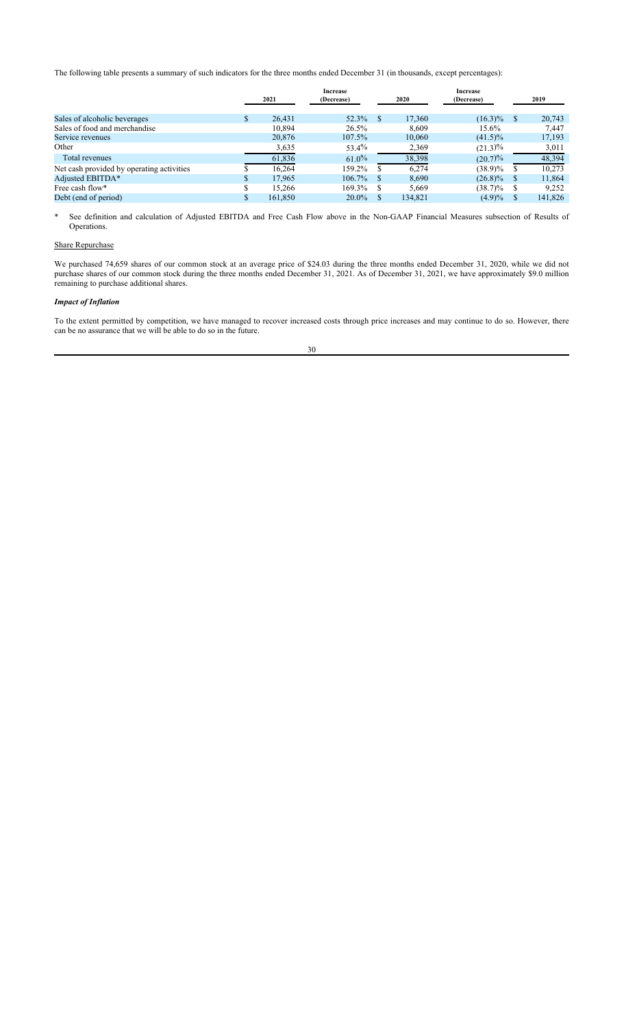The following table presents a summary of such indicators for the three months ended December 31 (in thousands, except percentages):

| | 2021 | Increase (Decrease) | 2020 | Increase (Decrease) | 2019 |
|---|---|---|---|---|---|
| Sales of alcoholic beverages | $ 26,431 | 52.3% | $ 17,360 | (16.3)% | $ 20,743 |
| Sales of food and merchandise | 10,894 | 26.5% | 8,609 | 15.6% | 7,447 |
| Service revenues | 20,876 | 107.5% | 10,060 | (41.5)% | 17,193 |
| Other | 3,635 | 53.4% | 2,369 | (21.3)% | 3,011 |
| Total revenues | 61,836 | 61.0% | 38,398 | (20.7)% | 48,394 |
| Net cash provided by operating activities | $ 16,264 | 159.2% | $ 6,274 | (38.9)% | $ 10,273 |
| Adjusted EBITDA* | $ 17,965 | 106.7% | $ 8,690 | (26.8)% | $ 11,864 |
| Free cash flow* | $ 15,266 | 169.3% | $ 5,669 | (38.7)% | $ 9,252 |
| Debt (end of period) | $ 161,850 | 20.0% | $ 134,821 | (4.9)% | $ 141,826 |

* See definition and calculation of Adjusted EBITDA and Free Cash Flow above in the Non-GAAP Financial Measures subsection of Results of Operations.

Share Repurchase

We purchased 74,659 shares of our common stock at an average price of $24.03 during the three months ended December 31, 2020, while we did not purchase shares of our common stock during the three months ended December 31, 2021. As of December 31, 2021, we have approximately $9.0 million remaining to purchase additional shares.

***Impact of Inflation***

To the extent permitted by competition, we have managed to recover increased costs through price increases and may continue to do so. However, there can be no assurance that we will be able to do so in the future.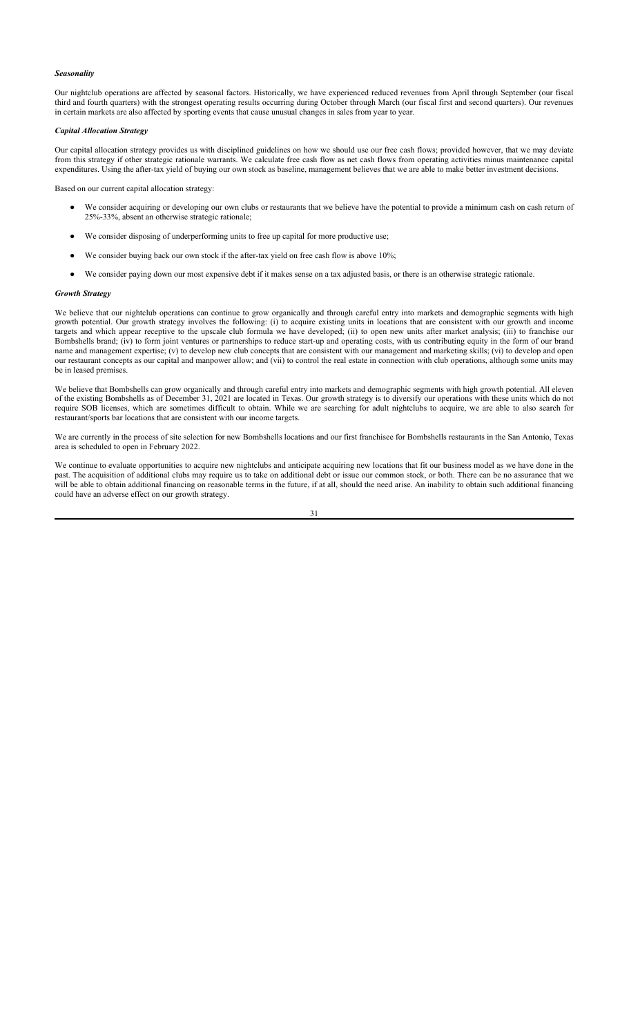***Seasonality***

Our nightclub operations are affected by seasonal factors. Historically, we have experienced reduced revenues from April through September (our fiscal third and fourth quarters) with the strongest operating results occurring during October through March (our fiscal first and second quarters). Our revenues in certain markets are also affected by sporting events that cause unusual changes in sales from year to year.

***Capital Allocation Strategy***

Our capital allocation strategy provides us with disciplined guidelines on how we should use our free cash flows; provided however, that we may deviate from this strategy if other strategic rationale warrants. We calculate free cash flow as net cash flows from operating activities minus maintenance capital expenditures. Using the after-tax yield of buying our own stock as baseline, management believes that we are able to make better investment decisions.

Based on our current capital allocation strategy:

- We consider acquiring or developing our own clubs or restaurants that we believe have the potential to provide a minimum cash on cash return of 25%-33%, absent an otherwise strategic rationale;
- We consider disposing of underperforming units to free up capital for more productive use;
- We consider buying back our own stock if the after-tax yield on free cash flow is above 10%;
- We consider paying down our most expensive debt if it makes sense on a tax adjusted basis, or there is an otherwise strategic rationale.

***Growth Strategy***

We believe that our nightclub operations can continue to grow organically and through careful entry into markets and demographic segments with high growth potential. Our growth strategy involves the following: (i) to acquire existing units in locations that are consistent with our growth and income targets and which appear receptive to the upscale club formula we have developed; (ii) to open new units after market analysis; (iii) to franchise our Bombshells brand; (iv) to form joint ventures or partnerships to reduce start-up and operating costs, with us contributing equity in the form of our brand name and management expertise; (v) to develop new club concepts that are consistent with our management and marketing skills; (vi) to develop and open our restaurant concepts as our capital and manpower allow; and (vii) to control the real estate in connection with club operations, although some units may be in leased premises.

We believe that Bombshells can grow organically and through careful entry into markets and demographic segments with high growth potential. All eleven of the existing Bombshells as of December 31, 2021 are located in Texas. Our growth strategy is to diversify our operations with these units which do not require SOB licenses, which are sometimes difficult to obtain. While we are searching for adult nightclubs to acquire, we are able to also search for restaurant/sports bar locations that are consistent with our income targets.

We are currently in the process of site selection for new Bombshells locations and our first franchisee for Bombshells restaurants in the San Antonio, Texas area is scheduled to open in February 2022.

We continue to evaluate opportunities to acquire new nightclubs and anticipate acquiring new locations that fit our business model as we have done in the past. The acquisition of additional clubs may require us to take on additional debt or issue our common stock, or both. There can be no assurance that we will be able to obtain additional financing on reasonable terms in the future, if at all, should the need arise. An inability to obtain such additional financing could have an adverse effect on our growth strategy.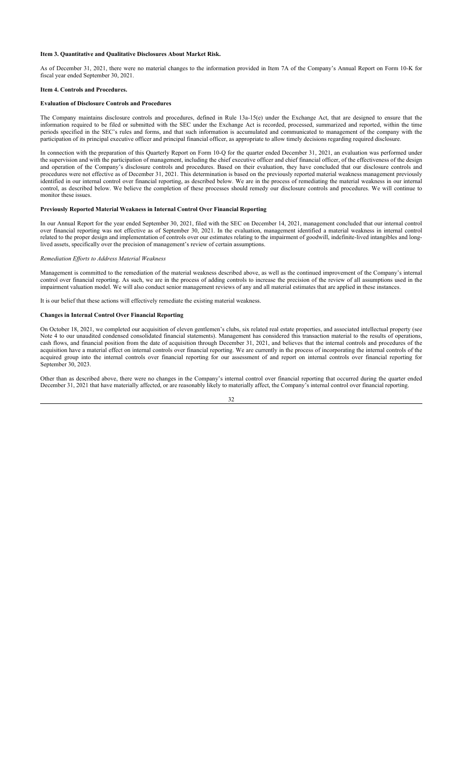**Item 3. Quantitative and Qualitative Disclosures About Market Risk.**

As of December 31, 2021, there were no material changes to the information provided in Item 7A of the Company's Annual Report on Form 10-K for fiscal year ended September 30, 2021.

**Item 4. Controls and Procedures.**

**Evaluation of Disclosure Controls and Procedures**

The Company maintains disclosure controls and procedures, defined in Rule 13a-15(e) under the Exchange Act, that are designed to ensure that the information required to be filed or submitted with the SEC under the Exchange Act is recorded, processed, summarized and reported, within the time periods specified in the SEC's rules and forms, and that such information is accumulated and communicated to management of the company with the participation of its principal executive officer and principal financial officer, as appropriate to allow timely decisions regarding required disclosure.

In connection with the preparation of this Quarterly Report on Form 10-Q for the quarter ended December 31, 2021, an evaluation was performed under the supervision and with the participation of management, including the chief executive officer and chief financial officer, of the effectiveness of the design and operation of the Company's disclosure controls and procedures. Based on their evaluation, they have concluded that our disclosure controls and procedures were not effective as of December 31, 2021. This determination is based on the previously reported material weakness management previously identified in our internal control over financial reporting, as described below. We are in the process of remediating the material weakness in our internal control, as described below. We believe the completion of these processes should remedy our disclosure controls and procedures. We will continue to monitor these issues.

**Previously Reported Material Weakness in Internal Control Over Financial Reporting**

In our Annual Report for the year ended September 30, 2021, filed with the SEC on December 14, 2021, management concluded that our internal control over financial reporting was not effective as of September 30, 2021. In the evaluation, management identified a material weakness in internal control related to the proper design and implementation of controls over our estimates relating to the impairment of goodwill, indefinite-lived intangibles and long-lived assets, specifically over the precision of management's review of certain assumptions.

*Remediation Efforts to Address Material Weakness*

Management is committed to the remediation of the material weakness described above, as well as the continued improvement of the Company's internal control over financial reporting. As such, we are in the process of adding controls to increase the precision of the review of all assumptions used in the impairment valuation model. We will also conduct senior management reviews of any and all material estimates that are applied in these instances.

It is our belief that these actions will effectively remediate the existing material weakness.

**Changes in Internal Control Over Financial Reporting**

On October 18, 2021, we completed our acquisition of eleven gentlemen's clubs, six related real estate properties, and associated intellectual property (see Note 4 to our unaudited condensed consolidated financial statements). Management has considered this transaction material to the results of operations, cash flows, and financial position from the date of acquisition through December 31, 2021, and believes that the internal controls and procedures of the acquisition have a material effect on internal controls over financial reporting. We are currently in the process of incorporating the internal controls of the acquired group into the internal controls over financial reporting for our assessment of and report on internal controls over financial reporting for September 30, 2023.

Other than as described above, there were no changes in the Company's internal control over financial reporting that occurred during the quarter ended December 31, 2021 that have materially affected, or are reasonably likely to materially affect, the Company's internal control over financial reporting.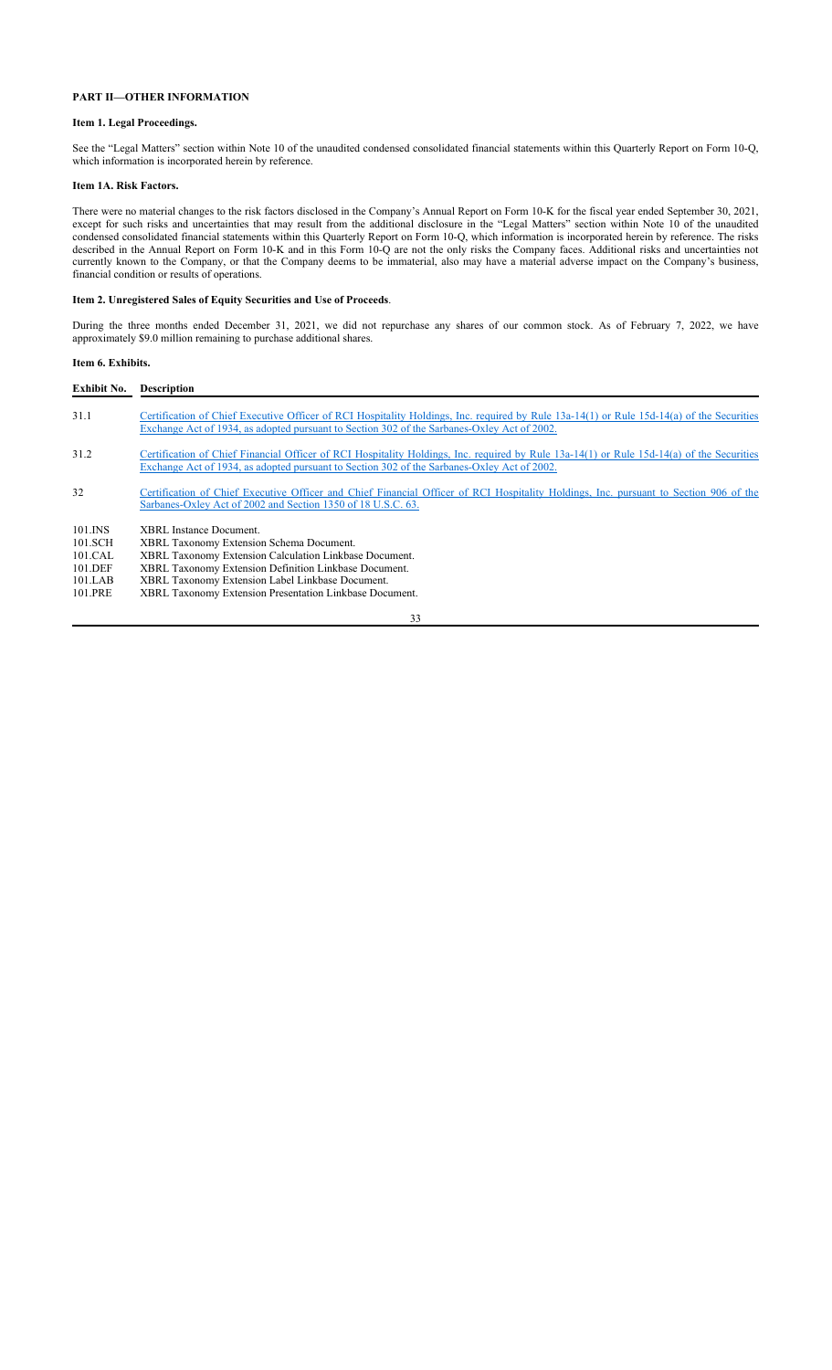## PART II—OTHER INFORMATION

### Item 1. Legal Proceedings.

See the "Legal Matters" section within Note 10 of the unaudited condensed consolidated financial statements within this Quarterly Report on Form 10-Q, which information is incorporated herein by reference.

### Item 1A. Risk Factors.

There were no material changes to the risk factors disclosed in the Company's Annual Report on Form 10-K for the fiscal year ended September 30, 2021, except for such risks and uncertainties that may result from the additional disclosure in the "Legal Matters" section within Note 10 of the unaudited condensed consolidated financial statements within this Quarterly Report on Form 10-Q, which information is incorporated herein by reference. The risks described in the Annual Report on Form 10-K and in this Form 10-Q are not the only risks the Company faces. Additional risks and uncertainties not currently known to the Company, or that the Company deems to be immaterial, also may have a material adverse impact on the Company's business, financial condition or results of operations.

### Item 2. Unregistered Sales of Equity Securities and Use of Proceeds.

During the three months ended December 31, 2021, we did not repurchase any shares of our common stock. As of February 7, 2022, we have approximately $9.0 million remaining to purchase additional shares.

### Item 6. Exhibits.

| Exhibit No. | Description |
|---|---|
| 31.1 | Certification of Chief Executive Officer of RCI Hospitality Holdings, Inc. required by Rule 13a-14(1) or Rule 15d-14(a) of the Securities Exchange Act of 1934, as adopted pursuant to Section 302 of the Sarbanes-Oxley Act of 2002. |
| 31.2 | Certification of Chief Financial Officer of RCI Hospitality Holdings, Inc. required by Rule 13a-14(1) or Rule 15d-14(a) of the Securities Exchange Act of 1934, as adopted pursuant to Section 302 of the Sarbanes-Oxley Act of 2002. |
| 32 | Certification of Chief Executive Officer and Chief Financial Officer of RCI Hospitality Holdings, Inc. pursuant to Section 906 of the Sarbanes-Oxley Act of 2002 and Section 1350 of 18 U.S.C. 63. |
| 101.INS | XBRL Instance Document. |
| 101.SCH | XBRL Taxonomy Extension Schema Document. |
| 101.CAL | XBRL Taxonomy Extension Calculation Linkbase Document. |
| 101.DEF | XBRL Taxonomy Extension Definition Linkbase Document. |
| 101.LAB | XBRL Taxonomy Extension Label Linkbase Document. |
| 101.PRE | XBRL Taxonomy Extension Presentation Linkbase Document. |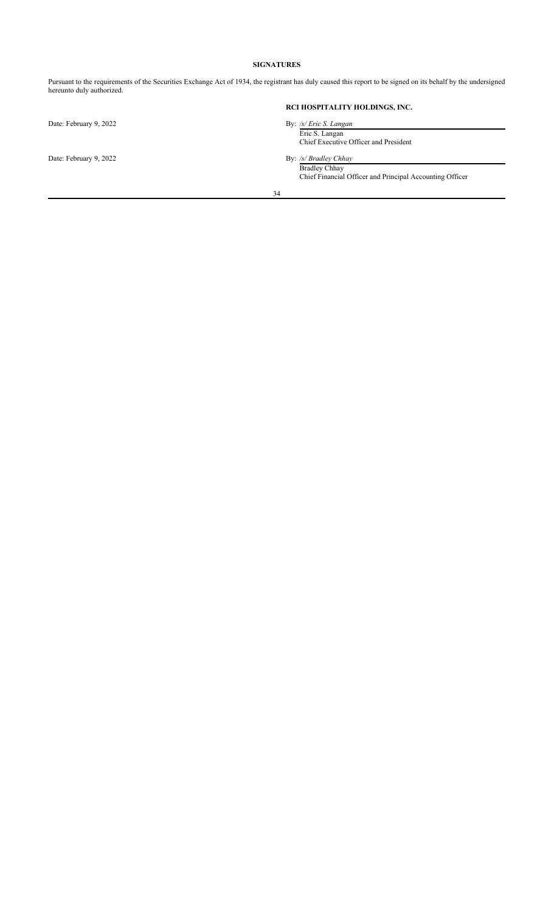## SIGNATURES

Pursuant to the requirements of the Securities Exchange Act of 1934, the registrant has duly caused this report to be signed on its behalf by the undersigned hereunto duly authorized.

**RCI HOSPITALITY HOLDINGS, INC.**

Date: February 9, 2022

By: */s/ Eric S. Langan*
Eric S. Langan
Chief Executive Officer and President

Date: February 9, 2022

By: */s/ Bradley Chhay*
Bradley Chhay
Chief Financial Officer and Principal Accounting Officer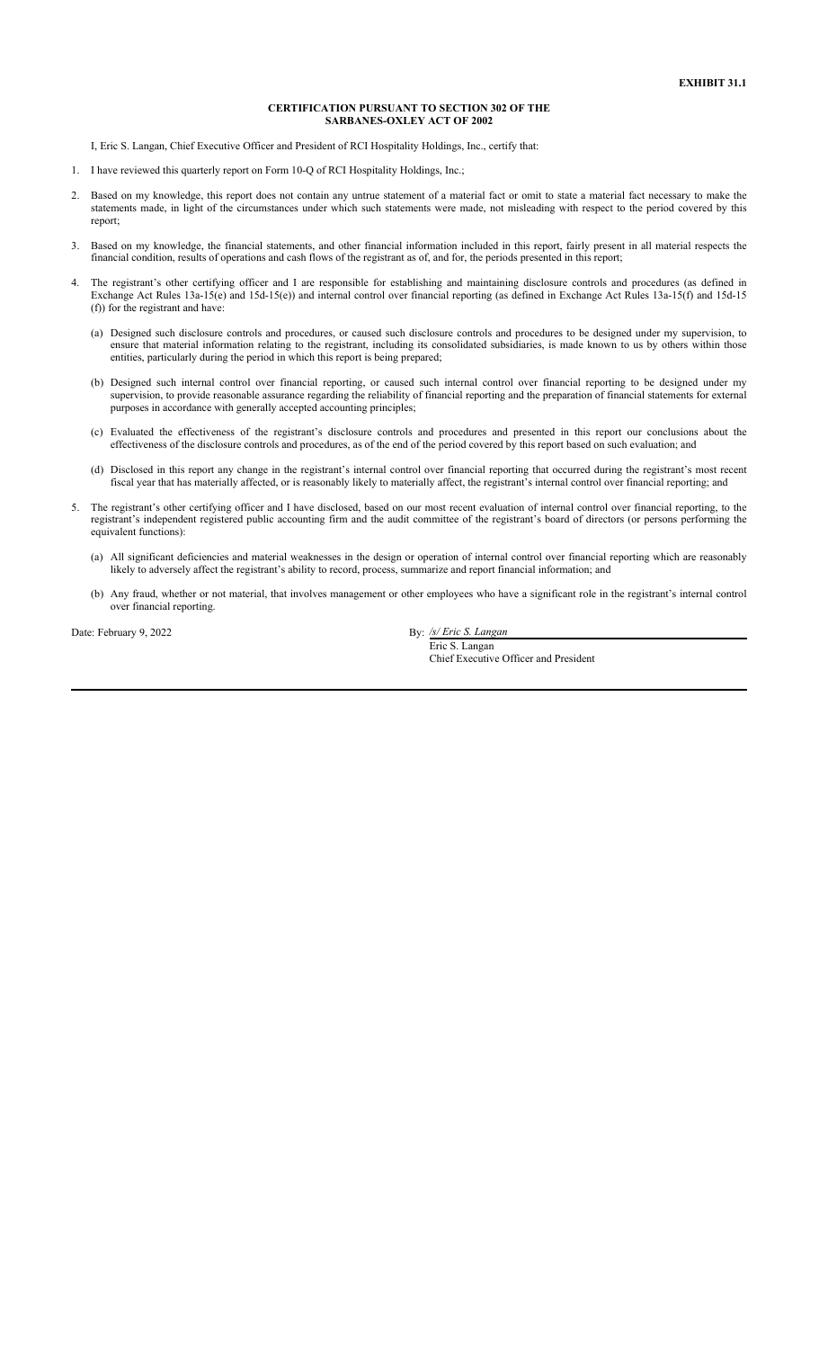**EXHIBIT 31.1**

**CERTIFICATION PURSUANT TO SECTION 302 OF THE SARBANES-OXLEY ACT OF 2002**

I, Eric S. Langan, Chief Executive Officer and President of RCI Hospitality Holdings, Inc., certify that:

1. I have reviewed this quarterly report on Form 10-Q of RCI Hospitality Holdings, Inc.;

2. Based on my knowledge, this report does not contain any untrue statement of a material fact or omit to state a material fact necessary to make the statements made, in light of the circumstances under which such statements were made, not misleading with respect to the period covered by this report;

3. Based on my knowledge, the financial statements, and other financial information included in this report, fairly present in all material respects the financial condition, results of operations and cash flows of the registrant as of, and for, the periods presented in this report;

4. The registrant's other certifying officer and I are responsible for establishing and maintaining disclosure controls and procedures (as defined in Exchange Act Rules 13a-15(e) and 15d-15(e)) and internal control over financial reporting (as defined in Exchange Act Rules 13a-15(f) and 15d-15 (f)) for the registrant and have:

   (a) Designed such disclosure controls and procedures, or caused such disclosure controls and procedures to be designed under my supervision, to ensure that material information relating to the registrant, including its consolidated subsidiaries, is made known to us by others within those entities, particularly during the period in which this report is being prepared;

   (b) Designed such internal control over financial reporting, or caused such internal control over financial reporting to be designed under my supervision, to provide reasonable assurance regarding the reliability of financial reporting and the preparation of financial statements for external purposes in accordance with generally accepted accounting principles;

   (c) Evaluated the effectiveness of the registrant's disclosure controls and procedures and presented in this report our conclusions about the effectiveness of the disclosure controls and procedures, as of the end of the period covered by this report based on such evaluation; and

   (d) Disclosed in this report any change in the registrant's internal control over financial reporting that occurred during the registrant's most recent fiscal year that has materially affected, or is reasonably likely to materially affect, the registrant's internal control over financial reporting; and

5. The registrant's other certifying officer and I have disclosed, based on our most recent evaluation of internal control over financial reporting, to the registrant's independent registered public accounting firm and the audit committee of the registrant's board of directors (or persons performing the equivalent functions):

   (a) All significant deficiencies and material weaknesses in the design or operation of internal control over financial reporting which are reasonably likely to adversely affect the registrant's ability to record, process, summarize and report financial information; and

   (b) Any fraud, whether or not material, that involves management or other employees who have a significant role in the registrant's internal control over financial reporting.

Date: February 9, 2022

By: */s/ Eric S. Langan*
Eric S. Langan
Chief Executive Officer and President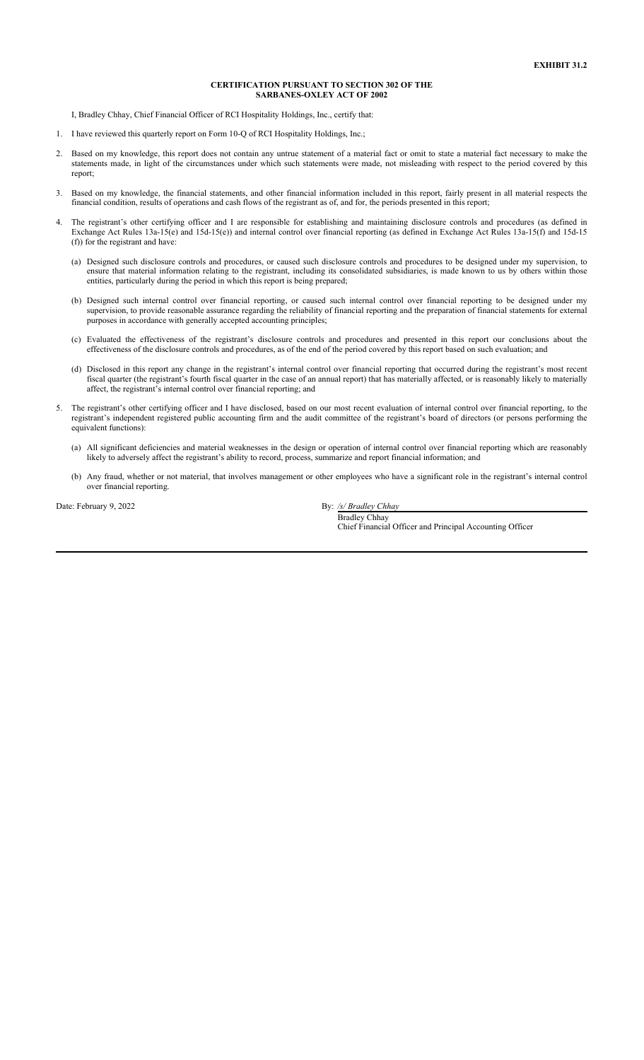**EXHIBIT 31.2**

# CERTIFICATION PURSUANT TO SECTION 302 OF THE SARBANES-OXLEY ACT OF 2002

I, Bradley Chhay, Chief Financial Officer of RCI Hospitality Holdings, Inc., certify that:

1. I have reviewed this quarterly report on Form 10-Q of RCI Hospitality Holdings, Inc.;

2. Based on my knowledge, this report does not contain any untrue statement of a material fact or omit to state a material fact necessary to make the statements made, in light of the circumstances under which such statements were made, not misleading with respect to the period covered by this report;

3. Based on my knowledge, the financial statements, and other financial information included in this report, fairly present in all material respects the financial condition, results of operations and cash flows of the registrant as of, and for, the periods presented in this report;

4. The registrant's other certifying officer and I are responsible for establishing and maintaining disclosure controls and procedures (as defined in Exchange Act Rules 13a-15(e) and 15d-15(e)) and internal control over financial reporting (as defined in Exchange Act Rules 13a-15(f) and 15d-15 (f)) for the registrant and have:

   (a) Designed such disclosure controls and procedures, or caused such disclosure controls and procedures to be designed under my supervision, to ensure that material information relating to the registrant, including its consolidated subsidiaries, is made known to us by others within those entities, particularly during the period in which this report is being prepared;

   (b) Designed such internal control over financial reporting, or caused such internal control over financial reporting to be designed under my supervision, to provide reasonable assurance regarding the reliability of financial reporting and the preparation of financial statements for external purposes in accordance with generally accepted accounting principles;

   (c) Evaluated the effectiveness of the registrant's disclosure controls and procedures and presented in this report our conclusions about the effectiveness of the disclosure controls and procedures, as of the end of the period covered by this report based on such evaluation; and

   (d) Disclosed in this report any change in the registrant's internal control over financial reporting that occurred during the registrant's most recent fiscal quarter (the registrant's fourth fiscal quarter in the case of an annual report) that has materially affected, or is reasonably likely to materially affect, the registrant's internal control over financial reporting; and

5. The registrant's other certifying officer and I have disclosed, based on our most recent evaluation of internal control over financial reporting, to the registrant's independent registered public accounting firm and the audit committee of the registrant's board of directors (or persons performing the equivalent functions):

   (a) All significant deficiencies and material weaknesses in the design or operation of internal control over financial reporting which are reasonably likely to adversely affect the registrant's ability to record, process, summarize and report financial information; and

   (b) Any fraud, whether or not material, that involves management or other employees who have a significant role in the registrant's internal control over financial reporting.

Date: February 9, 2022

By: */s/ Bradley Chhay*
Bradley Chhay
Chief Financial Officer and Principal Accounting Officer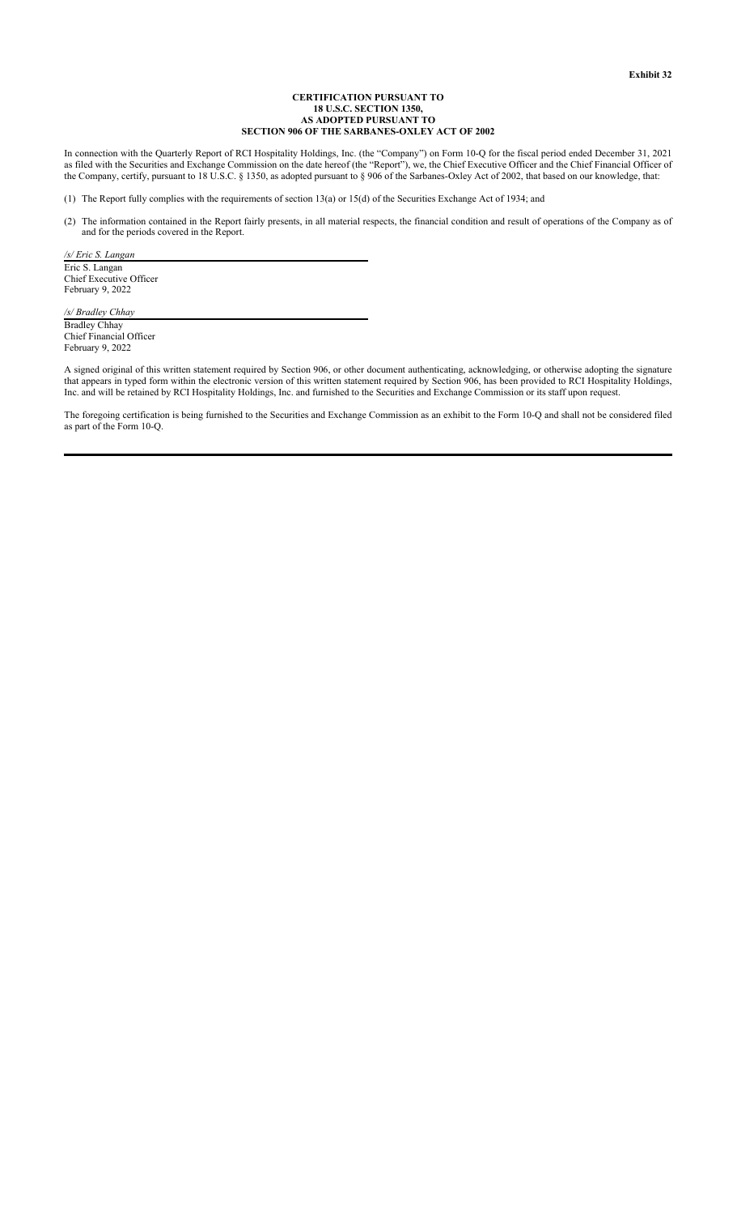**Exhibit 32**

**CERTIFICATION PURSUANT TO**
**18 U.S.C. SECTION 1350,**
**AS ADOPTED PURSUANT TO**
**SECTION 906 OF THE SARBANES-OXLEY ACT OF 2002**

In connection with the Quarterly Report of RCI Hospitality Holdings, Inc. (the "Company") on Form 10-Q for the fiscal period ended December 31, 2021 as filed with the Securities and Exchange Commission on the date hereof (the "Report"), we, the Chief Executive Officer and the Chief Financial Officer of the Company, certify, pursuant to 18 U.S.C. § 1350, as adopted pursuant to § 906 of the Sarbanes-Oxley Act of 2002, that based on our knowledge, that:

(1) The Report fully complies with the requirements of section 13(a) or 15(d) of the Securities Exchange Act of 1934; and

(2) The information contained in the Report fairly presents, in all material respects, the financial condition and result of operations of the Company as of and for the periods covered in the Report.

*/s/ Eric S. Langan*
Eric S. Langan
Chief Executive Officer
February 9, 2022

*/s/ Bradley Chhay*
Bradley Chhay
Chief Financial Officer
February 9, 2022

A signed original of this written statement required by Section 906, or other document authenticating, acknowledging, or otherwise adopting the signature that appears in typed form within the electronic version of this written statement required by Section 906, has been provided to RCI Hospitality Holdings, Inc. and will be retained by RCI Hospitality Holdings, Inc. and furnished to the Securities and Exchange Commission or its staff upon request.

The foregoing certification is being furnished to the Securities and Exchange Commission as an exhibit to the Form 10-Q and shall not be considered filed as part of the Form 10-Q.